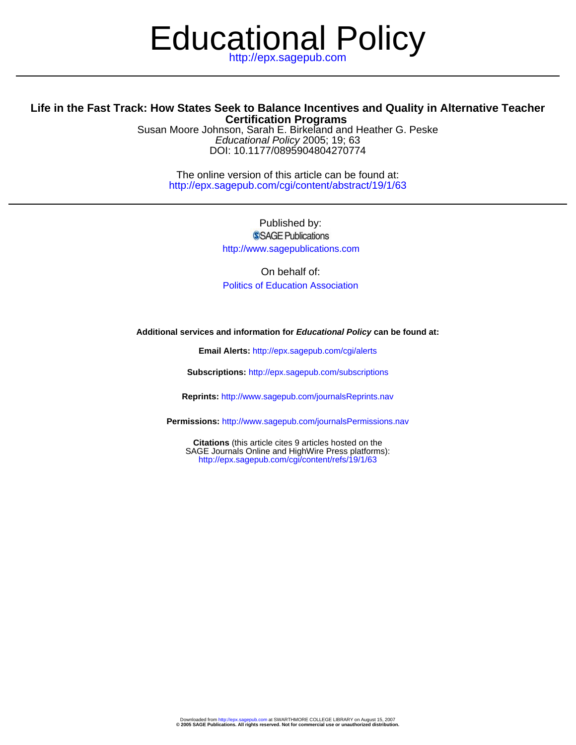# Educational Policy

http://epx.sagepub.com

## Life in the Fast Track: How States Seek to Balance Incentives and Quality in Alternative Teacher Certification Programs

Susan Moore Johnson, Sarah E. Birkeland and Heather G. Peske
*Educational Policy* 2005; 19; 63
DOI: 10.1177/0895904804270774

The online version of this article can be found at:
http://epx.sagepub.com/cgi/content/abstract/19/1/63

---

Published by:
SAGE Publications
http://www.sagepublications.com

On behalf of:
Politics of Education Association

**Additional services and information for *Educational Policy* can be found at:**

**Email Alerts:** http://epx.sagepub.com/cgi/alerts

**Subscriptions:** http://epx.sagepub.com/subscriptions

**Reprints:** http://www.sagepub.com/journalsReprints.nav

**Permissions:** http://www.sagepub.com/journalsPermissions.nav

**Citations** (this article cites 9 articles hosted on the SAGE Journals Online and HighWire Press platforms):
http://epx.sagepub.com/cgi/content/refs/19/1/63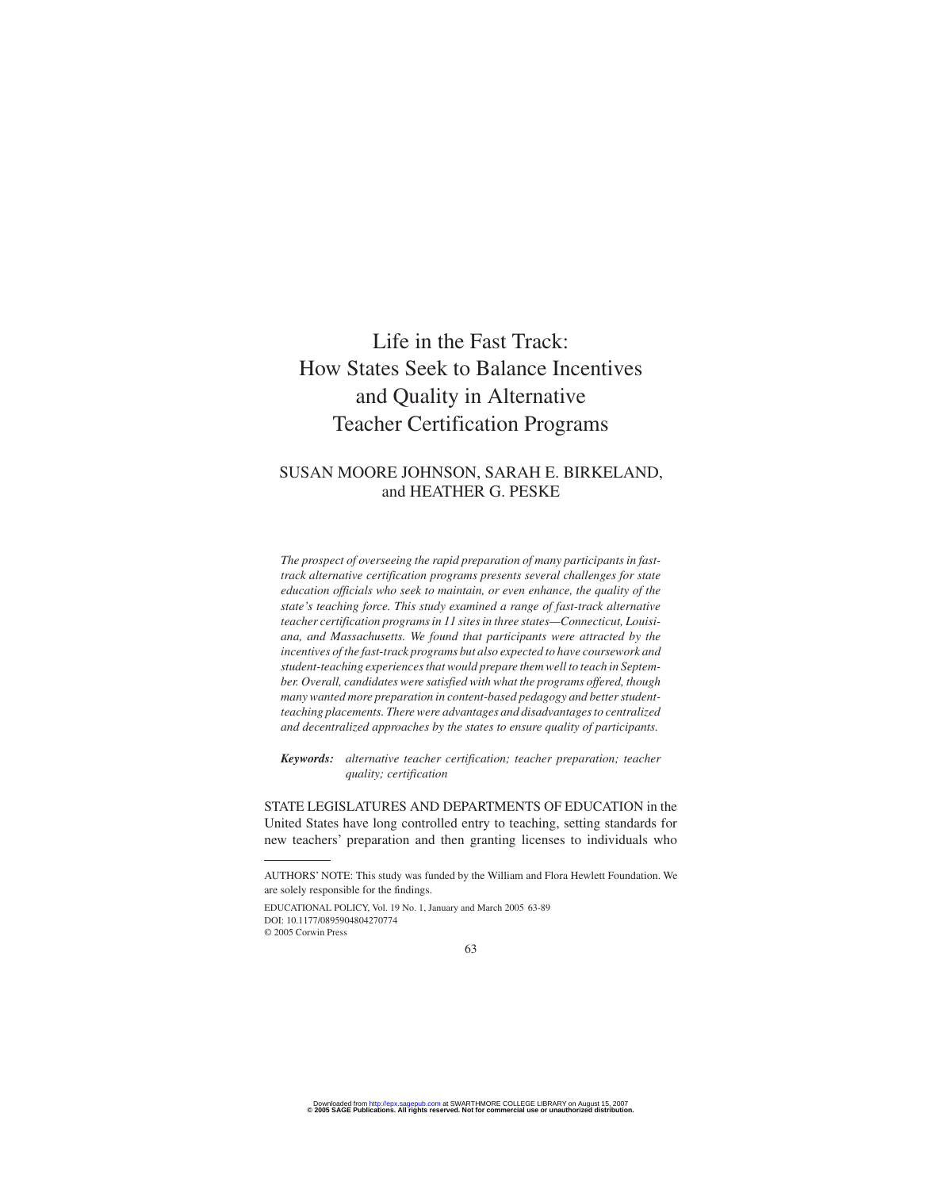# Life in the Fast Track: How States Seek to Balance Incentives and Quality in Alternative Teacher Certification Programs

SUSAN MOORE JOHNSON, SARAH E. BIRKELAND, and HEATHER G. PESKE

*The prospect of overseeing the rapid preparation of many participants in fast-track alternative certification programs presents several challenges for state education officials who seek to maintain, or even enhance, the quality of the state's teaching force. This study examined a range of fast-track alternative teacher certification programs in 11 sites in three states—Connecticut, Louisiana, and Massachusetts. We found that participants were attracted by the incentives of the fast-track programs but also expected to have coursework and student-teaching experiences that would prepare them well to teach in September. Overall, candidates were satisfied with what the programs offered, though many wanted more preparation in content-based pedagogy and better student-teaching placements. There were advantages and disadvantages to centralized and decentralized approaches by the states to ensure quality of participants.*

***Keywords:*** *alternative teacher certification; teacher preparation; teacher quality; certification*

STATE LEGISLATURES AND DEPARTMENTS OF EDUCATION in the United States have long controlled entry to teaching, setting standards for new teachers' preparation and then granting licenses to individuals who

AUTHORS' NOTE: This study was funded by the William and Flora Hewlett Foundation. We are solely responsible for the findings.

EDUCATIONAL POLICY, Vol. 19 No. 1, January and March 2005 63-89
DOI: 10.1177/0895904804270774
© 2005 Corwin Press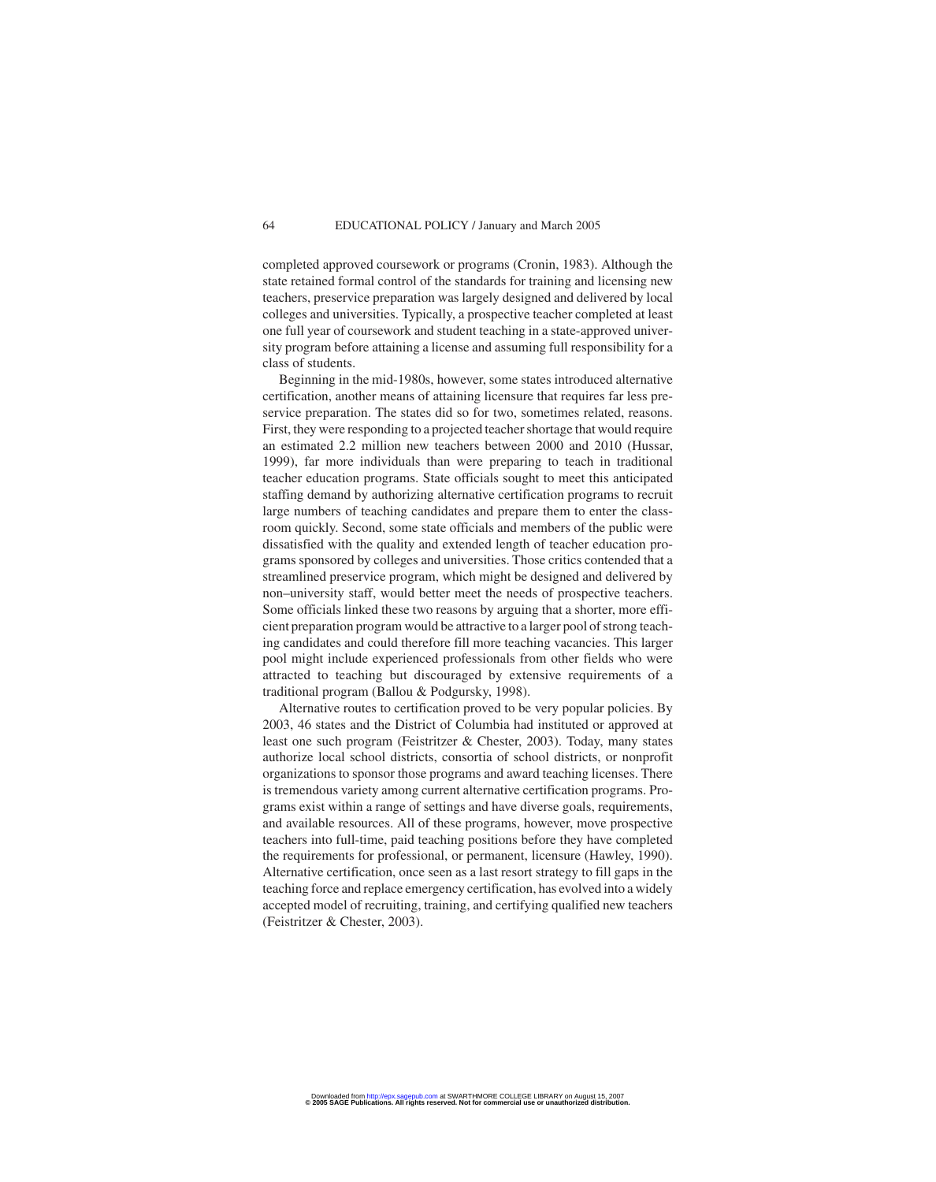completed approved coursework or programs (Cronin, 1983). Although the state retained formal control of the standards for training and licensing new teachers, preservice preparation was largely designed and delivered by local colleges and universities. Typically, a prospective teacher completed at least one full year of coursework and student teaching in a state-approved university program before attaining a license and assuming full responsibility for a class of students.

Beginning in the mid-1980s, however, some states introduced alternative certification, another means of attaining licensure that requires far less preservice preparation. The states did so for two, sometimes related, reasons. First, they were responding to a projected teacher shortage that would require an estimated 2.2 million new teachers between 2000 and 2010 (Hussar, 1999), far more individuals than were preparing to teach in traditional teacher education programs. State officials sought to meet this anticipated staffing demand by authorizing alternative certification programs to recruit large numbers of teaching candidates and prepare them to enter the classroom quickly. Second, some state officials and members of the public were dissatisfied with the quality and extended length of teacher education programs sponsored by colleges and universities. Those critics contended that a streamlined preservice program, which might be designed and delivered by non–university staff, would better meet the needs of prospective teachers. Some officials linked these two reasons by arguing that a shorter, more efficient preparation program would be attractive to a larger pool of strong teaching candidates and could therefore fill more teaching vacancies. This larger pool might include experienced professionals from other fields who were attracted to teaching but discouraged by extensive requirements of a traditional program (Ballou & Podgursky, 1998).

Alternative routes to certification proved to be very popular policies. By 2003, 46 states and the District of Columbia had instituted or approved at least one such program (Feistritzer & Chester, 2003). Today, many states authorize local school districts, consortia of school districts, or nonprofit organizations to sponsor those programs and award teaching licenses. There is tremendous variety among current alternative certification programs. Programs exist within a range of settings and have diverse goals, requirements, and available resources. All of these programs, however, move prospective teachers into full-time, paid teaching positions before they have completed the requirements for professional, or permanent, licensure (Hawley, 1990). Alternative certification, once seen as a last resort strategy to fill gaps in the teaching force and replace emergency certification, has evolved into a widely accepted model of recruiting, training, and certifying qualified new teachers (Feistritzer & Chester, 2003).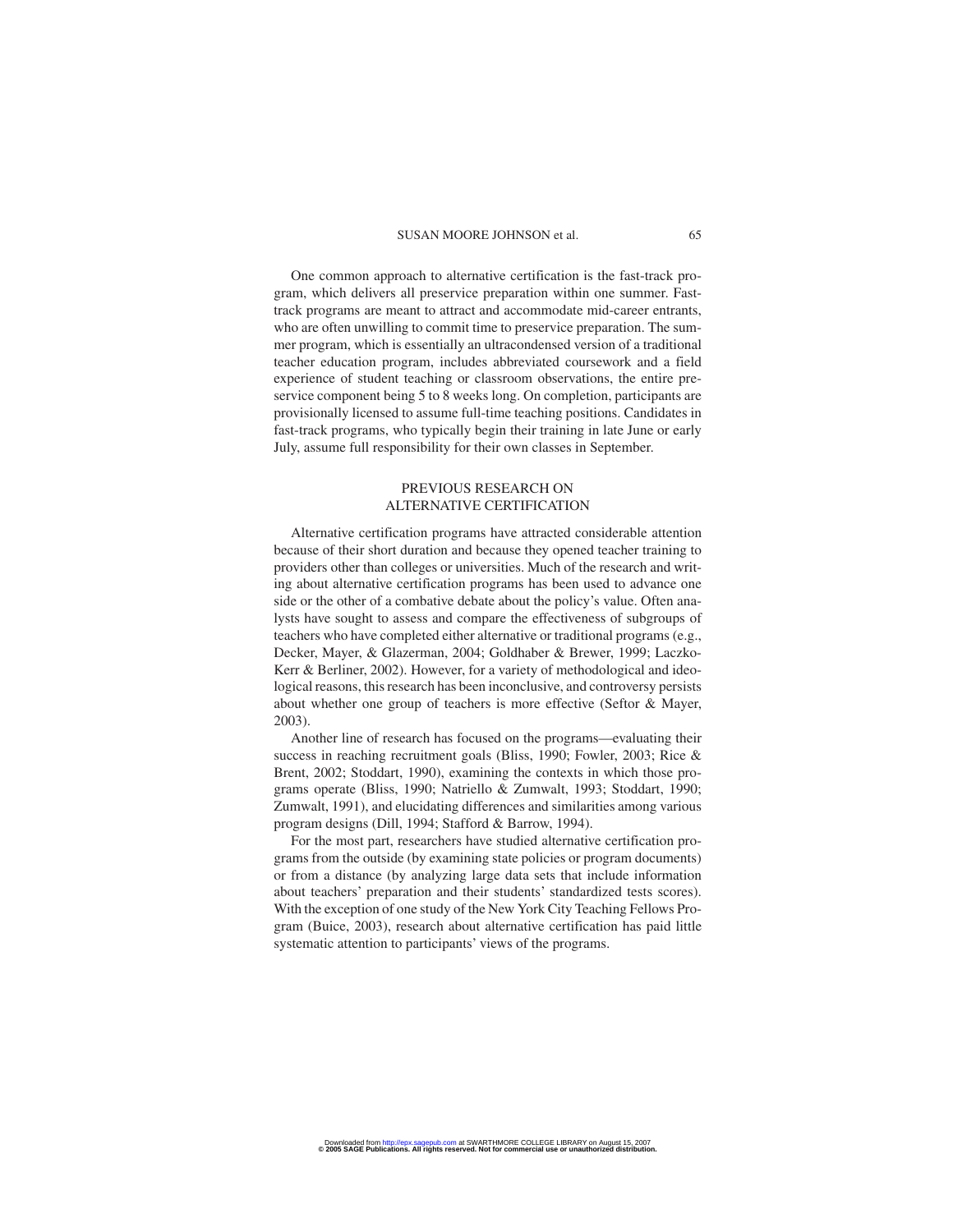One common approach to alternative certification is the fast-track program, which delivers all preservice preparation within one summer. Fast-track programs are meant to attract and accommodate mid-career entrants, who are often unwilling to commit time to preservice preparation. The summer program, which is essentially an ultracondensed version of a traditional teacher education program, includes abbreviated coursework and a field experience of student teaching or classroom observations, the entire preservice component being 5 to 8 weeks long. On completion, participants are provisionally licensed to assume full-time teaching positions. Candidates in fast-track programs, who typically begin their training in late June or early July, assume full responsibility for their own classes in September.

## PREVIOUS RESEARCH ON ALTERNATIVE CERTIFICATION

Alternative certification programs have attracted considerable attention because of their short duration and because they opened teacher training to providers other than colleges or universities. Much of the research and writing about alternative certification programs has been used to advance one side or the other of a combative debate about the policy's value. Often analysts have sought to assess and compare the effectiveness of subgroups of teachers who have completed either alternative or traditional programs (e.g., Decker, Mayer, & Glazerman, 2004; Goldhaber & Brewer, 1999; Laczko-Kerr & Berliner, 2002). However, for a variety of methodological and ideological reasons, this research has been inconclusive, and controversy persists about whether one group of teachers is more effective (Seftor & Mayer, 2003).

Another line of research has focused on the programs—evaluating their success in reaching recruitment goals (Bliss, 1990; Fowler, 2003; Rice & Brent, 2002; Stoddart, 1990), examining the contexts in which those programs operate (Bliss, 1990; Natriello & Zumwalt, 1993; Stoddart, 1990; Zumwalt, 1991), and elucidating differences and similarities among various program designs (Dill, 1994; Stafford & Barrow, 1994).

For the most part, researchers have studied alternative certification programs from the outside (by examining state policies or program documents) or from a distance (by analyzing large data sets that include information about teachers' preparation and their students' standardized tests scores). With the exception of one study of the New York City Teaching Fellows Program (Buice, 2003), research about alternative certification has paid little systematic attention to participants' views of the programs.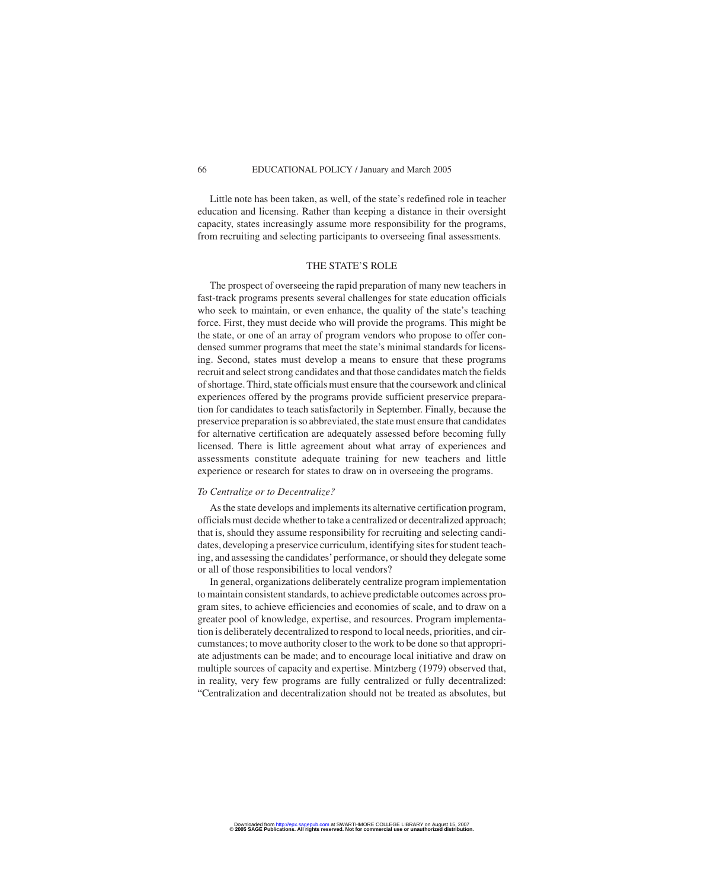Little note has been taken, as well, of the state's redefined role in teacher education and licensing. Rather than keeping a distance in their oversight capacity, states increasingly assume more responsibility for the programs, from recruiting and selecting participants to overseeing final assessments.

## THE STATE'S ROLE

The prospect of overseeing the rapid preparation of many new teachers in fast-track programs presents several challenges for state education officials who seek to maintain, or even enhance, the quality of the state's teaching force. First, they must decide who will provide the programs. This might be the state, or one of an array of program vendors who propose to offer condensed summer programs that meet the state's minimal standards for licensing. Second, states must develop a means to ensure that these programs recruit and select strong candidates and that those candidates match the fields of shortage. Third, state officials must ensure that the coursework and clinical experiences offered by the programs provide sufficient preservice preparation for candidates to teach satisfactorily in September. Finally, because the preservice preparation is so abbreviated, the state must ensure that candidates for alternative certification are adequately assessed before becoming fully licensed. There is little agreement about what array of experiences and assessments constitute adequate training for new teachers and little experience or research for states to draw on in overseeing the programs.

### *To Centralize or to Decentralize?*

As the state develops and implements its alternative certification program, officials must decide whether to take a centralized or decentralized approach; that is, should they assume responsibility for recruiting and selecting candidates, developing a preservice curriculum, identifying sites for student teaching, and assessing the candidates' performance, or should they delegate some or all of those responsibilities to local vendors?

In general, organizations deliberately centralize program implementation to maintain consistent standards, to achieve predictable outcomes across program sites, to achieve efficiencies and economies of scale, and to draw on a greater pool of knowledge, expertise, and resources. Program implementation is deliberately decentralized to respond to local needs, priorities, and circumstances; to move authority closer to the work to be done so that appropriate adjustments can be made; and to encourage local initiative and draw on multiple sources of capacity and expertise. Mintzberg (1979) observed that, in reality, very few programs are fully centralized or fully decentralized: "Centralization and decentralization should not be treated as absolutes, but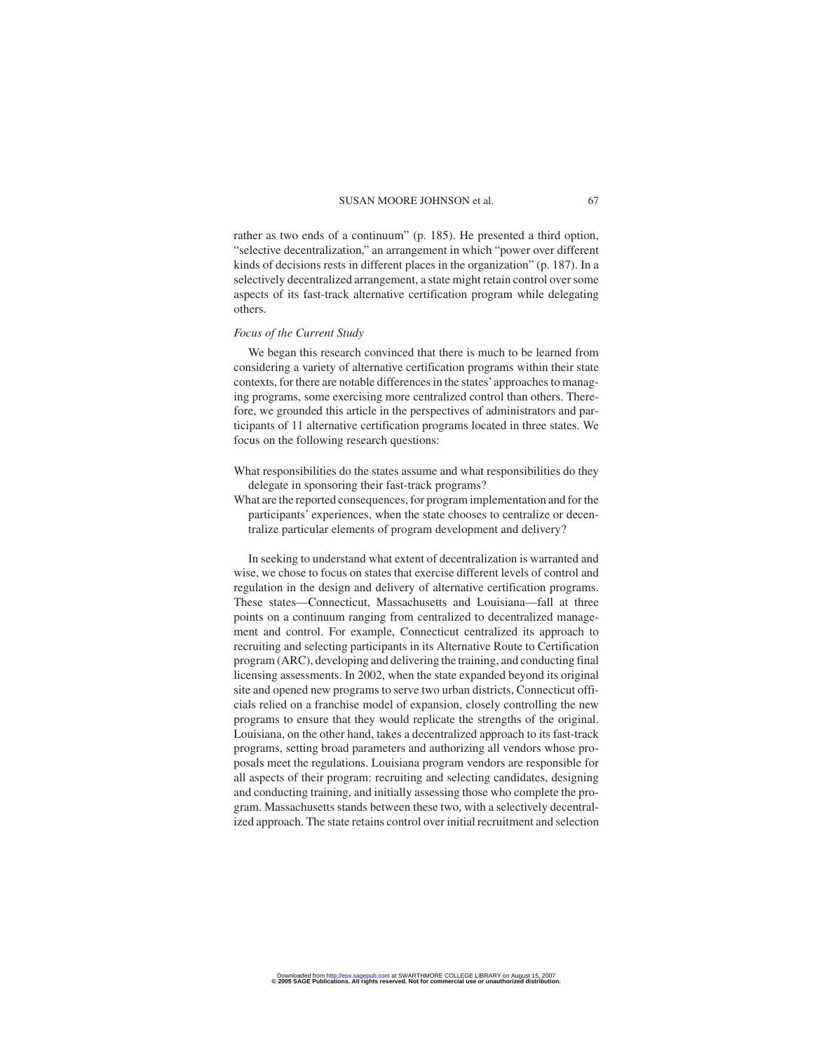rather as two ends of a continuum" (p. 185). He presented a third option, "selective decentralization," an arrangement in which "power over different kinds of decisions rests in different places in the organization" (p. 187). In a selectively decentralized arrangement, a state might retain control over some aspects of its fast-track alternative certification program while delegating others.

*Focus of the Current Study*

We began this research convinced that there is much to be learned from considering a variety of alternative certification programs within their state contexts, for there are notable differences in the states' approaches to managing programs, some exercising more centralized control than others. Therefore, we grounded this article in the perspectives of administrators and participants of 11 alternative certification programs located in three states. We focus on the following research questions:

What responsibilities do the states assume and what responsibilities do they delegate in sponsoring their fast-track programs?

What are the reported consequences, for program implementation and for the participants' experiences, when the state chooses to centralize or decentralize particular elements of program development and delivery?

In seeking to understand what extent of decentralization is warranted and wise, we chose to focus on states that exercise different levels of control and regulation in the design and delivery of alternative certification programs. These states—Connecticut, Massachusetts and Louisiana—fall at three points on a continuum ranging from centralized to decentralized management and control. For example, Connecticut centralized its approach to recruiting and selecting participants in its Alternative Route to Certification program (ARC), developing and delivering the training, and conducting final licensing assessments. In 2002, when the state expanded beyond its original site and opened new programs to serve two urban districts, Connecticut officials relied on a franchise model of expansion, closely controlling the new programs to ensure that they would replicate the strengths of the original. Louisiana, on the other hand, takes a decentralized approach to its fast-track programs, setting broad parameters and authorizing all vendors whose proposals meet the regulations. Louisiana program vendors are responsible for all aspects of their program: recruiting and selecting candidates, designing and conducting training, and initially assessing those who complete the program. Massachusetts stands between these two, with a selectively decentralized approach. The state retains control over initial recruitment and selection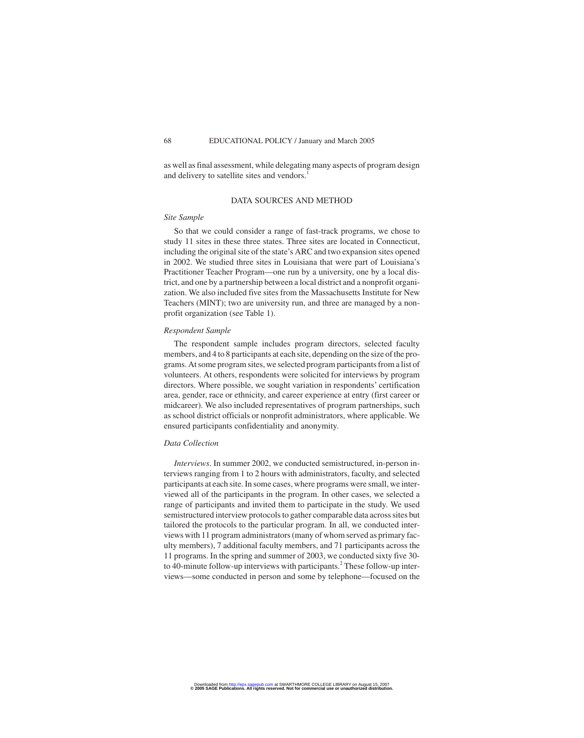as well as final assessment, while delegating many aspects of program design and delivery to satellite sites and vendors.[1]

## DATA SOURCES AND METHOD

### *Site Sample*

So that we could consider a range of fast-track programs, we chose to study 11 sites in these three states. Three sites are located in Connecticut, including the original site of the state's ARC and two expansion sites opened in 2002. We studied three sites in Louisiana that were part of Louisiana's Practitioner Teacher Program—one run by a university, one by a local district, and one by a partnership between a local district and a nonprofit organization. We also included five sites from the Massachusetts Institute for New Teachers (MINT); two are university run, and three are managed by a nonprofit organization (see Table 1).

### *Respondent Sample*

The respondent sample includes program directors, selected faculty members, and 4 to 8 participants at each site, depending on the size of the programs. At some program sites, we selected program participants from a list of volunteers. At others, respondents were solicited for interviews by program directors. Where possible, we sought variation in respondents' certification area, gender, race or ethnicity, and career experience at entry (first career or midcareer). We also included representatives of program partnerships, such as school district officials or nonprofit administrators, where applicable. We ensured participants confidentiality and anonymity.

### *Data Collection*

*Interviews*. In summer 2002, we conducted semistructured, in-person interviews ranging from 1 to 2 hours with administrators, faculty, and selected participants at each site. In some cases, where programs were small, we interviewed all of the participants in the program. In other cases, we selected a range of participants and invited them to participate in the study. We used semistructured interview protocols to gather comparable data across sites but tailored the protocols to the particular program. In all, we conducted interviews with 11 program administrators (many of whom served as primary faculty members), 7 additional faculty members, and 71 participants across the 11 programs. In the spring and summer of 2003, we conducted sixty five 30- to 40-minute follow-up interviews with participants.[2] These follow-up interviews—some conducted in person and some by telephone—focused on the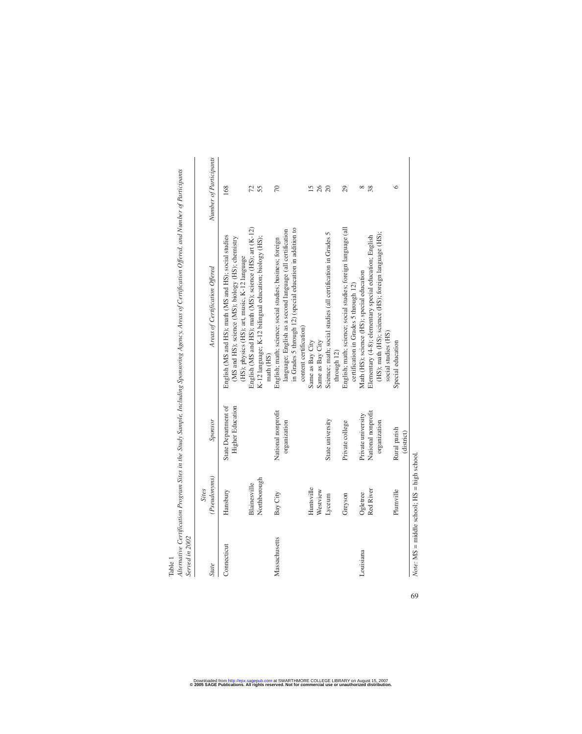Table 1

*Alternative Certification Program Sites in the Study Sample, Including Sponsoring Agency, Areas of Certification Offered, and Number of Participants Served in 2002*

| *State* | *Sites (Pseudonyms)* | *Sponsor* | *Areas of Certification Offered* | *Number of Participants* |
|---|---|---|---|---|
| Connecticut | Hansbury | State Department of Higher Education | English (MS and HS); math (MS and HS); social studies (MS and HS); science (MS); biology (HS); chemistry (HS); physics (HS); art, music, K-12 language | 168 |
| | Blainesville | | English (MS and HS); math (MS); science (HS); art (K-12) | 72 |
| | Northborough | | K-12 language; K-12 bilingual education; biology (HS); math (HS) | 55 |
| Massachusetts | Bay City | National nonprofit organization | English; math; science; social studies; business; foreign language; English as a second language (all certification in Grades 5 through 12) (special education in addition to content certification) | 70 |
| | Huntsville | | Same as Bay City | 15 |
| | Westview | | Same as Bay City | 26 |
| | Lyceum | State university | Science; math; social studies (all certification in Grades 5 through 12) | 20 |
| | Greyson | Private college | English; math; science; social studies; foreign language (all certification in Grades 5 through 12) | 29 |
| Louisiana | Ogletree | Private university | Math (HS); science (HS); special education | 8 |
| | Red River | National nonprofit organization | Elementary (4-8); elementary special education; English (HS); math (HS); science (HS); foreign language (HS); social studies (HS) | 38 |
| | Plumville | Rural parish (district) | Special education | 6 |

*Note*: MS = middle school; HS = high school.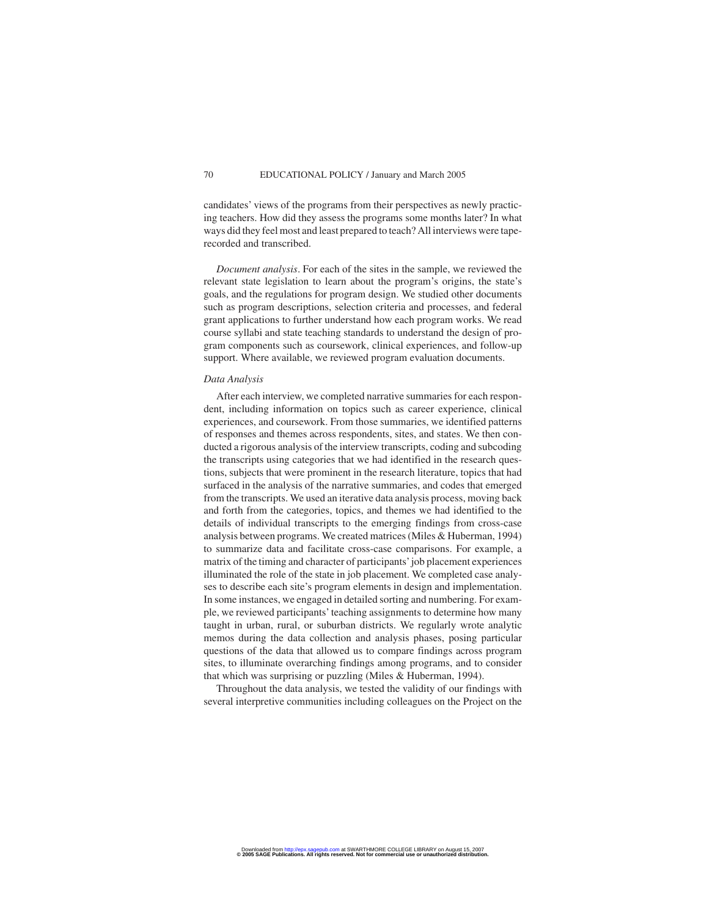candidates' views of the programs from their perspectives as newly practicing teachers. How did they assess the programs some months later? In what ways did they feel most and least prepared to teach? All interviews were tape-recorded and transcribed.

*Document analysis*. For each of the sites in the sample, we reviewed the relevant state legislation to learn about the program's origins, the state's goals, and the regulations for program design. We studied other documents such as program descriptions, selection criteria and processes, and federal grant applications to further understand how each program works. We read course syllabi and state teaching standards to understand the design of program components such as coursework, clinical experiences, and follow-up support. Where available, we reviewed program evaluation documents.

### *Data Analysis*

After each interview, we completed narrative summaries for each respondent, including information on topics such as career experience, clinical experiences, and coursework. From those summaries, we identified patterns of responses and themes across respondents, sites, and states. We then conducted a rigorous analysis of the interview transcripts, coding and subcoding the transcripts using categories that we had identified in the research questions, subjects that were prominent in the research literature, topics that had surfaced in the analysis of the narrative summaries, and codes that emerged from the transcripts. We used an iterative data analysis process, moving back and forth from the categories, topics, and themes we had identified to the details of individual transcripts to the emerging findings from cross-case analysis between programs. We created matrices (Miles & Huberman, 1994) to summarize data and facilitate cross-case comparisons. For example, a matrix of the timing and character of participants' job placement experiences illuminated the role of the state in job placement. We completed case analyses to describe each site's program elements in design and implementation. In some instances, we engaged in detailed sorting and numbering. For example, we reviewed participants' teaching assignments to determine how many taught in urban, rural, or suburban districts. We regularly wrote analytic memos during the data collection and analysis phases, posing particular questions of the data that allowed us to compare findings across program sites, to illuminate overarching findings among programs, and to consider that which was surprising or puzzling (Miles & Huberman, 1994).

Throughout the data analysis, we tested the validity of our findings with several interpretive communities including colleagues on the Project on the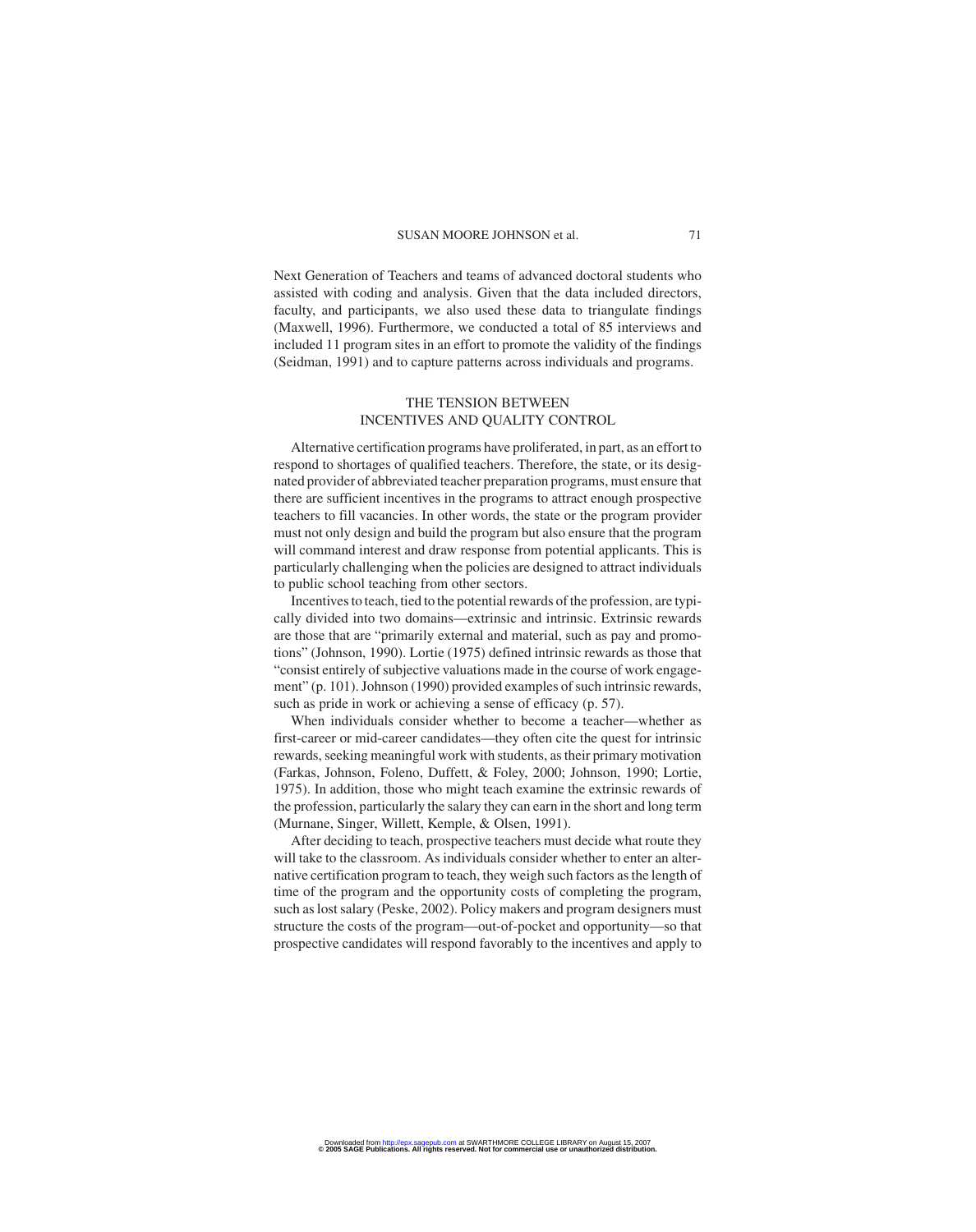Next Generation of Teachers and teams of advanced doctoral students who assisted with coding and analysis. Given that the data included directors, faculty, and participants, we also used these data to triangulate findings (Maxwell, 1996). Furthermore, we conducted a total of 85 interviews and included 11 program sites in an effort to promote the validity of the findings (Seidman, 1991) and to capture patterns across individuals and programs.

## THE TENSION BETWEEN INCENTIVES AND QUALITY CONTROL

Alternative certification programs have proliferated, in part, as an effort to respond to shortages of qualified teachers. Therefore, the state, or its designated provider of abbreviated teacher preparation programs, must ensure that there are sufficient incentives in the programs to attract enough prospective teachers to fill vacancies. In other words, the state or the program provider must not only design and build the program but also ensure that the program will command interest and draw response from potential applicants. This is particularly challenging when the policies are designed to attract individuals to public school teaching from other sectors.

Incentives to teach, tied to the potential rewards of the profession, are typically divided into two domains—extrinsic and intrinsic. Extrinsic rewards are those that are "primarily external and material, such as pay and promotions" (Johnson, 1990). Lortie (1975) defined intrinsic rewards as those that "consist entirely of subjective valuations made in the course of work engagement" (p. 101). Johnson (1990) provided examples of such intrinsic rewards, such as pride in work or achieving a sense of efficacy (p. 57).

When individuals consider whether to become a teacher—whether as first-career or mid-career candidates—they often cite the quest for intrinsic rewards, seeking meaningful work with students, as their primary motivation (Farkas, Johnson, Foleno, Duffett, & Foley, 2000; Johnson, 1990; Lortie, 1975). In addition, those who might teach examine the extrinsic rewards of the profession, particularly the salary they can earn in the short and long term (Murnane, Singer, Willett, Kemple, & Olsen, 1991).

After deciding to teach, prospective teachers must decide what route they will take to the classroom. As individuals consider whether to enter an alternative certification program to teach, they weigh such factors as the length of time of the program and the opportunity costs of completing the program, such as lost salary (Peske, 2002). Policy makers and program designers must structure the costs of the program—out-of-pocket and opportunity—so that prospective candidates will respond favorably to the incentives and apply to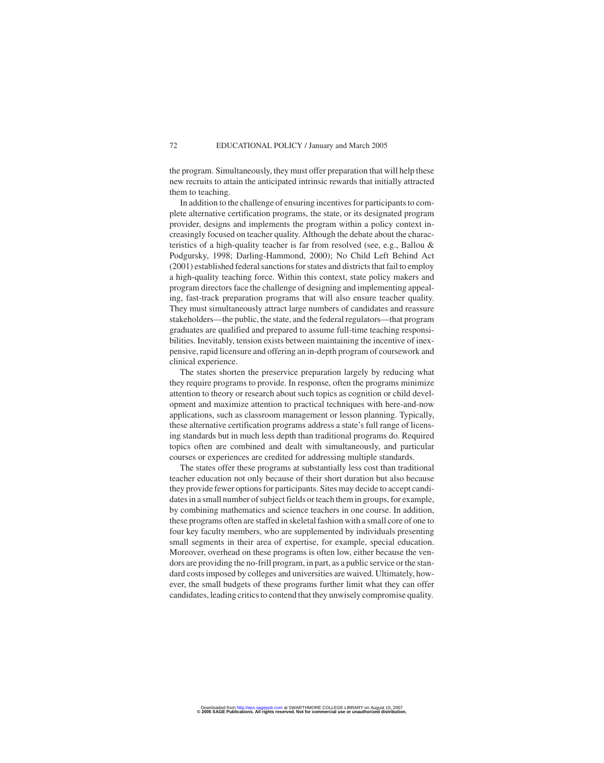the program. Simultaneously, they must offer preparation that will help these new recruits to attain the anticipated intrinsic rewards that initially attracted them to teaching.

In addition to the challenge of ensuring incentives for participants to complete alternative certification programs, the state, or its designated program provider, designs and implements the program within a policy context increasingly focused on teacher quality. Although the debate about the characteristics of a high-quality teacher is far from resolved (see, e.g., Ballou & Podgursky, 1998; Darling-Hammond, 2000); No Child Left Behind Act (2001) established federal sanctions for states and districts that fail to employ a high-quality teaching force. Within this context, state policy makers and program directors face the challenge of designing and implementing appealing, fast-track preparation programs that will also ensure teacher quality. They must simultaneously attract large numbers of candidates and reassure stakeholders—the public, the state, and the federal regulators—that program graduates are qualified and prepared to assume full-time teaching responsibilities. Inevitably, tension exists between maintaining the incentive of inexpensive, rapid licensure and offering an in-depth program of coursework and clinical experience.

The states shorten the preservice preparation largely by reducing what they require programs to provide. In response, often the programs minimize attention to theory or research about such topics as cognition or child development and maximize attention to practical techniques with here-and-now applications, such as classroom management or lesson planning. Typically, these alternative certification programs address a state's full range of licensing standards but in much less depth than traditional programs do. Required topics often are combined and dealt with simultaneously, and particular courses or experiences are credited for addressing multiple standards.

The states offer these programs at substantially less cost than traditional teacher education not only because of their short duration but also because they provide fewer options for participants. Sites may decide to accept candidates in a small number of subject fields or teach them in groups, for example, by combining mathematics and science teachers in one course. In addition, these programs often are staffed in skeletal fashion with a small core of one to four key faculty members, who are supplemented by individuals presenting small segments in their area of expertise, for example, special education. Moreover, overhead on these programs is often low, either because the vendors are providing the no-frill program, in part, as a public service or the standard costs imposed by colleges and universities are waived. Ultimately, however, the small budgets of these programs further limit what they can offer candidates, leading critics to contend that they unwisely compromise quality.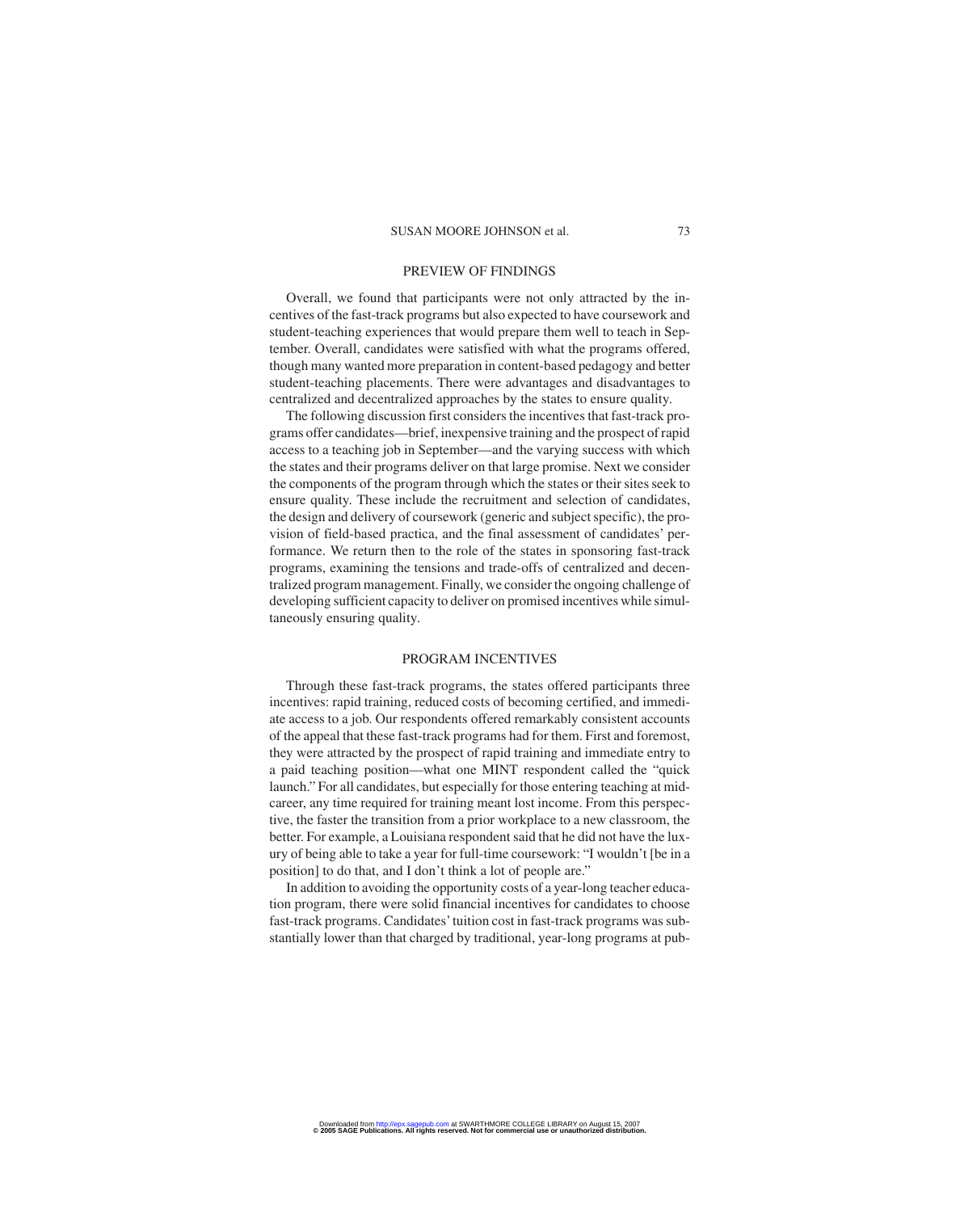## PREVIEW OF FINDINGS

Overall, we found that participants were not only attracted by the incentives of the fast-track programs but also expected to have coursework and student-teaching experiences that would prepare them well to teach in September. Overall, candidates were satisfied with what the programs offered, though many wanted more preparation in content-based pedagogy and better student-teaching placements. There were advantages and disadvantages to centralized and decentralized approaches by the states to ensure quality.

The following discussion first considers the incentives that fast-track programs offer candidates—brief, inexpensive training and the prospect of rapid access to a teaching job in September—and the varying success with which the states and their programs deliver on that large promise. Next we consider the components of the program through which the states or their sites seek to ensure quality. These include the recruitment and selection of candidates, the design and delivery of coursework (generic and subject specific), the provision of field-based practica, and the final assessment of candidates' performance. We return then to the role of the states in sponsoring fast-track programs, examining the tensions and trade-offs of centralized and decentralized program management. Finally, we consider the ongoing challenge of developing sufficient capacity to deliver on promised incentives while simultaneously ensuring quality.

## PROGRAM INCENTIVES

Through these fast-track programs, the states offered participants three incentives: rapid training, reduced costs of becoming certified, and immediate access to a job. Our respondents offered remarkably consistent accounts of the appeal that these fast-track programs had for them. First and foremost, they were attracted by the prospect of rapid training and immediate entry to a paid teaching position—what one MINT respondent called the "quick launch." For all candidates, but especially for those entering teaching at midcareer, any time required for training meant lost income. From this perspective, the faster the transition from a prior workplace to a new classroom, the better. For example, a Louisiana respondent said that he did not have the luxury of being able to take a year for full-time coursework: "I wouldn't [be in a position] to do that, and I don't think a lot of people are."

In addition to avoiding the opportunity costs of a year-long teacher education program, there were solid financial incentives for candidates to choose fast-track programs. Candidates' tuition cost in fast-track programs was substantially lower than that charged by traditional, year-long programs at pub-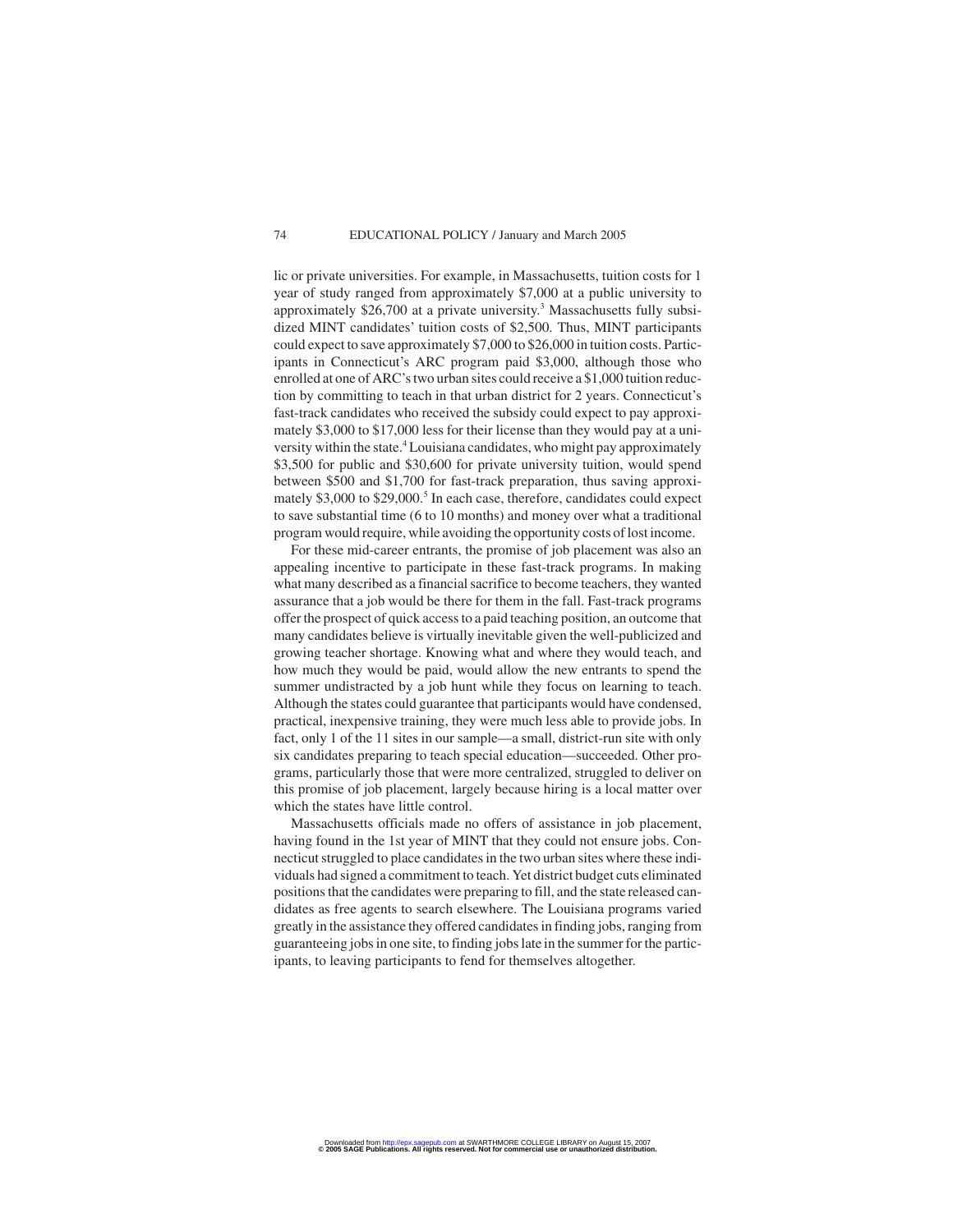lic or private universities. For example, in Massachusetts, tuition costs for 1 year of study ranged from approximately $7,000 at a public university to approximately $26,700 at a private university.[3] Massachusetts fully subsidized MINT candidates' tuition costs of $2,500. Thus, MINT participants could expect to save approximately $7,000 to $26,000 in tuition costs. Participants in Connecticut's ARC program paid $3,000, although those who enrolled at one of ARC's two urban sites could receive a $1,000 tuition reduction by committing to teach in that urban district for 2 years. Connecticut's fast-track candidates who received the subsidy could expect to pay approximately $3,000 to $17,000 less for their license than they would pay at a university within the state.[4] Louisiana candidates, who might pay approximately $3,500 for public and $30,600 for private university tuition, would spend between $500 and $1,700 for fast-track preparation, thus saving approximately $3,000 to $29,000.[5] In each case, therefore, candidates could expect to save substantial time (6 to 10 months) and money over what a traditional program would require, while avoiding the opportunity costs of lost income.

For these mid-career entrants, the promise of job placement was also an appealing incentive to participate in these fast-track programs. In making what many described as a financial sacrifice to become teachers, they wanted assurance that a job would be there for them in the fall. Fast-track programs offer the prospect of quick access to a paid teaching position, an outcome that many candidates believe is virtually inevitable given the well-publicized and growing teacher shortage. Knowing what and where they would teach, and how much they would be paid, would allow the new entrants to spend the summer undistracted by a job hunt while they focus on learning to teach. Although the states could guarantee that participants would have condensed, practical, inexpensive training, they were much less able to provide jobs. In fact, only 1 of the 11 sites in our sample—a small, district-run site with only six candidates preparing to teach special education—succeeded. Other programs, particularly those that were more centralized, struggled to deliver on this promise of job placement, largely because hiring is a local matter over which the states have little control.

Massachusetts officials made no offers of assistance in job placement, having found in the 1st year of MINT that they could not ensure jobs. Connecticut struggled to place candidates in the two urban sites where these individuals had signed a commitment to teach. Yet district budget cuts eliminated positions that the candidates were preparing to fill, and the state released candidates as free agents to search elsewhere. The Louisiana programs varied greatly in the assistance they offered candidates in finding jobs, ranging from guaranteeing jobs in one site, to finding jobs late in the summer for the participants, to leaving participants to fend for themselves altogether.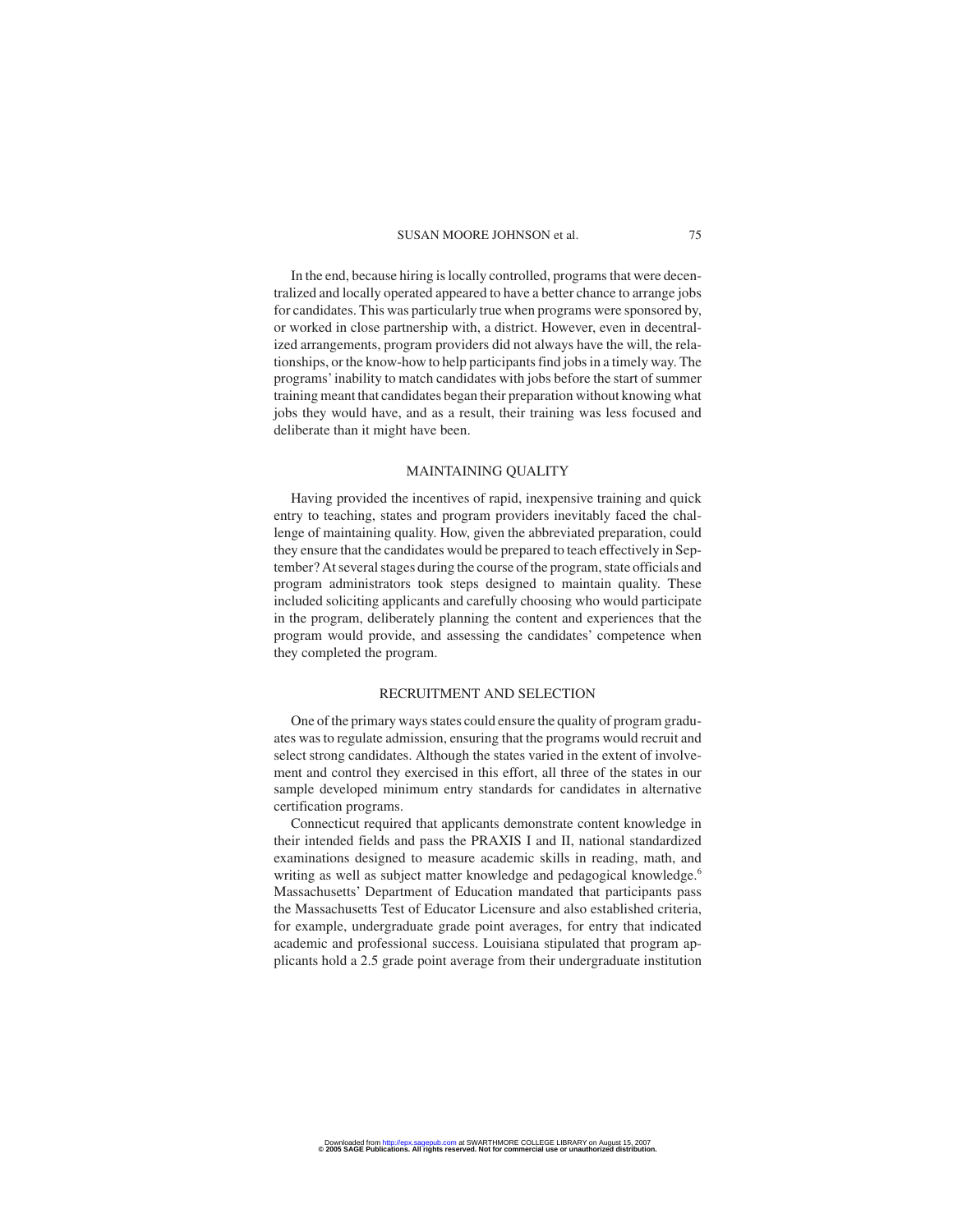In the end, because hiring is locally controlled, programs that were decentralized and locally operated appeared to have a better chance to arrange jobs for candidates. This was particularly true when programs were sponsored by, or worked in close partnership with, a district. However, even in decentralized arrangements, program providers did not always have the will, the relationships, or the know-how to help participants find jobs in a timely way. The programs' inability to match candidates with jobs before the start of summer training meant that candidates began their preparation without knowing what jobs they would have, and as a result, their training was less focused and deliberate than it might have been.

## MAINTAINING QUALITY

Having provided the incentives of rapid, inexpensive training and quick entry to teaching, states and program providers inevitably faced the challenge of maintaining quality. How, given the abbreviated preparation, could they ensure that the candidates would be prepared to teach effectively in September? At several stages during the course of the program, state officials and program administrators took steps designed to maintain quality. These included soliciting applicants and carefully choosing who would participate in the program, deliberately planning the content and experiences that the program would provide, and assessing the candidates' competence when they completed the program.

## RECRUITMENT AND SELECTION

One of the primary ways states could ensure the quality of program graduates was to regulate admission, ensuring that the programs would recruit and select strong candidates. Although the states varied in the extent of involvement and control they exercised in this effort, all three of the states in our sample developed minimum entry standards for candidates in alternative certification programs.

Connecticut required that applicants demonstrate content knowledge in their intended fields and pass the PRAXIS I and II, national standardized examinations designed to measure academic skills in reading, math, and writing as well as subject matter knowledge and pedagogical knowledge.[6] Massachusetts' Department of Education mandated that participants pass the Massachusetts Test of Educator Licensure and also established criteria, for example, undergraduate grade point averages, for entry that indicated academic and professional success. Louisiana stipulated that program applicants hold a 2.5 grade point average from their undergraduate institution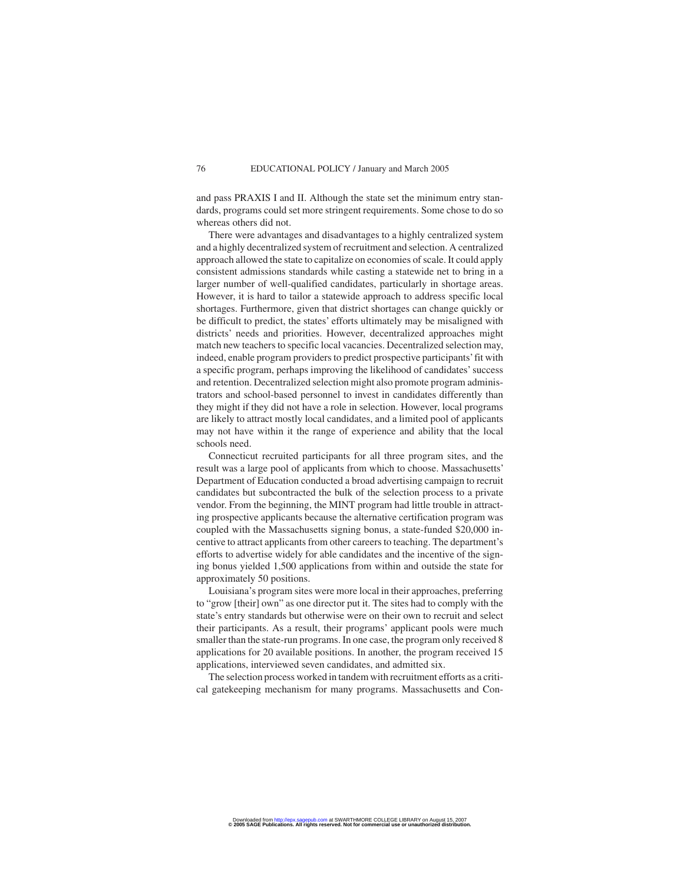and pass PRAXIS I and II. Although the state set the minimum entry standards, programs could set more stringent requirements. Some chose to do so whereas others did not.

There were advantages and disadvantages to a highly centralized system and a highly decentralized system of recruitment and selection. A centralized approach allowed the state to capitalize on economies of scale. It could apply consistent admissions standards while casting a statewide net to bring in a larger number of well-qualified candidates, particularly in shortage areas. However, it is hard to tailor a statewide approach to address specific local shortages. Furthermore, given that district shortages can change quickly or be difficult to predict, the states' efforts ultimately may be misaligned with districts' needs and priorities. However, decentralized approaches might match new teachers to specific local vacancies. Decentralized selection may, indeed, enable program providers to predict prospective participants' fit with a specific program, perhaps improving the likelihood of candidates' success and retention. Decentralized selection might also promote program administrators and school-based personnel to invest in candidates differently than they might if they did not have a role in selection. However, local programs are likely to attract mostly local candidates, and a limited pool of applicants may not have within it the range of experience and ability that the local schools need.

Connecticut recruited participants for all three program sites, and the result was a large pool of applicants from which to choose. Massachusetts' Department of Education conducted a broad advertising campaign to recruit candidates but subcontracted the bulk of the selection process to a private vendor. From the beginning, the MINT program had little trouble in attracting prospective applicants because the alternative certification program was coupled with the Massachusetts signing bonus, a state-funded $20,000 incentive to attract applicants from other careers to teaching. The department's efforts to advertise widely for able candidates and the incentive of the signing bonus yielded 1,500 applications from within and outside the state for approximately 50 positions.

Louisiana's program sites were more local in their approaches, preferring to "grow [their] own" as one director put it. The sites had to comply with the state's entry standards but otherwise were on their own to recruit and select their participants. As a result, their programs' applicant pools were much smaller than the state-run programs. In one case, the program only received 8 applications for 20 available positions. In another, the program received 15 applications, interviewed seven candidates, and admitted six.

The selection process worked in tandem with recruitment efforts as a critical gatekeeping mechanism for many programs. Massachusetts and Con-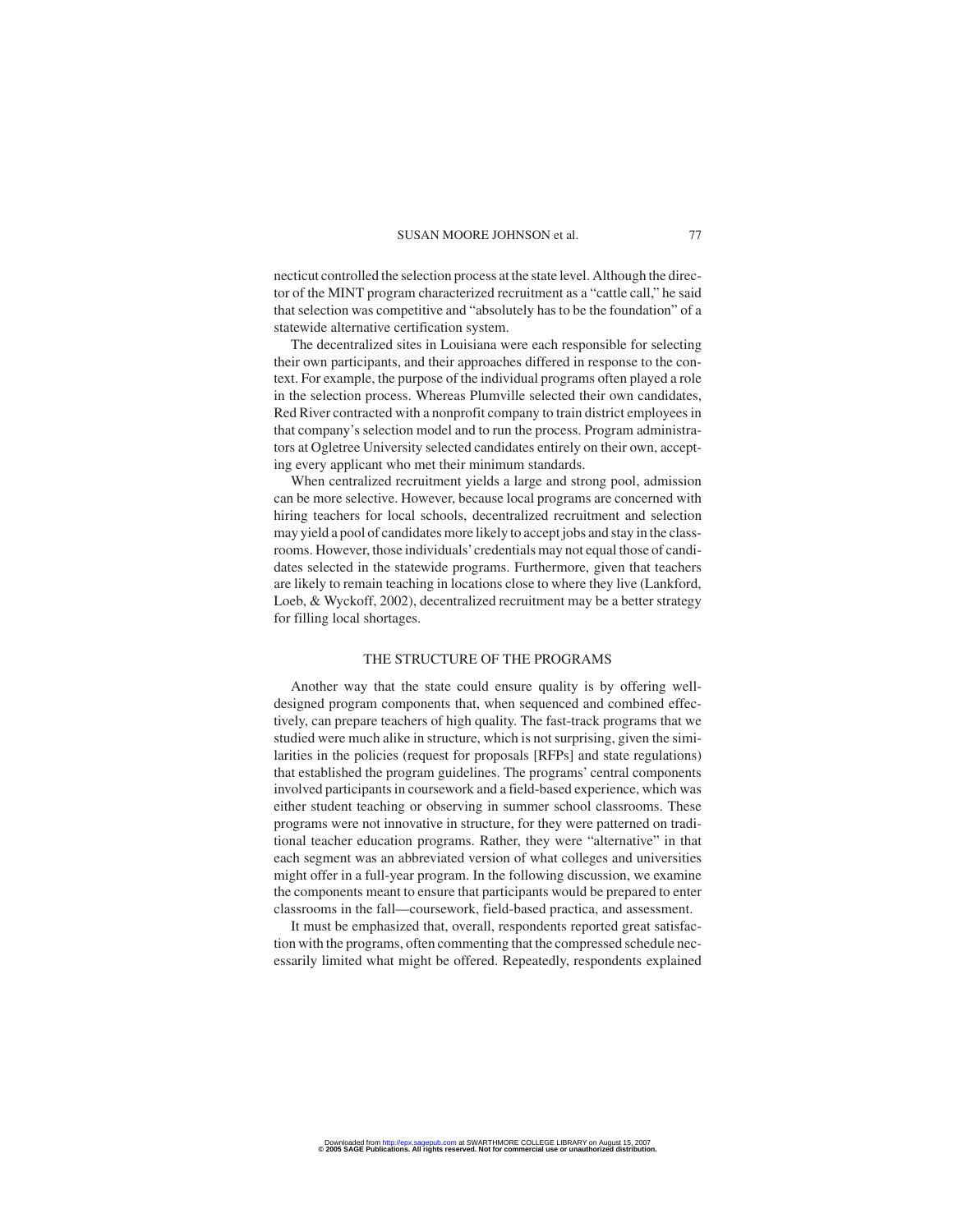necticut controlled the selection process at the state level. Although the director of the MINT program characterized recruitment as a "cattle call," he said that selection was competitive and "absolutely has to be the foundation" of a statewide alternative certification system.

The decentralized sites in Louisiana were each responsible for selecting their own participants, and their approaches differed in response to the context. For example, the purpose of the individual programs often played a role in the selection process. Whereas Plumville selected their own candidates, Red River contracted with a nonprofit company to train district employees in that company's selection model and to run the process. Program administrators at Ogletree University selected candidates entirely on their own, accepting every applicant who met their minimum standards.

When centralized recruitment yields a large and strong pool, admission can be more selective. However, because local programs are concerned with hiring teachers for local schools, decentralized recruitment and selection may yield a pool of candidates more likely to accept jobs and stay in the classrooms. However, those individuals' credentials may not equal those of candidates selected in the statewide programs. Furthermore, given that teachers are likely to remain teaching in locations close to where they live (Lankford, Loeb, & Wyckoff, 2002), decentralized recruitment may be a better strategy for filling local shortages.

## THE STRUCTURE OF THE PROGRAMS

Another way that the state could ensure quality is by offering well-designed program components that, when sequenced and combined effectively, can prepare teachers of high quality. The fast-track programs that we studied were much alike in structure, which is not surprising, given the similarities in the policies (request for proposals [RFPs] and state regulations) that established the program guidelines. The programs' central components involved participants in coursework and a field-based experience, which was either student teaching or observing in summer school classrooms. These programs were not innovative in structure, for they were patterned on traditional teacher education programs. Rather, they were "alternative" in that each segment was an abbreviated version of what colleges and universities might offer in a full-year program. In the following discussion, we examine the components meant to ensure that participants would be prepared to enter classrooms in the fall—coursework, field-based practica, and assessment.

It must be emphasized that, overall, respondents reported great satisfaction with the programs, often commenting that the compressed schedule necessarily limited what might be offered. Repeatedly, respondents explained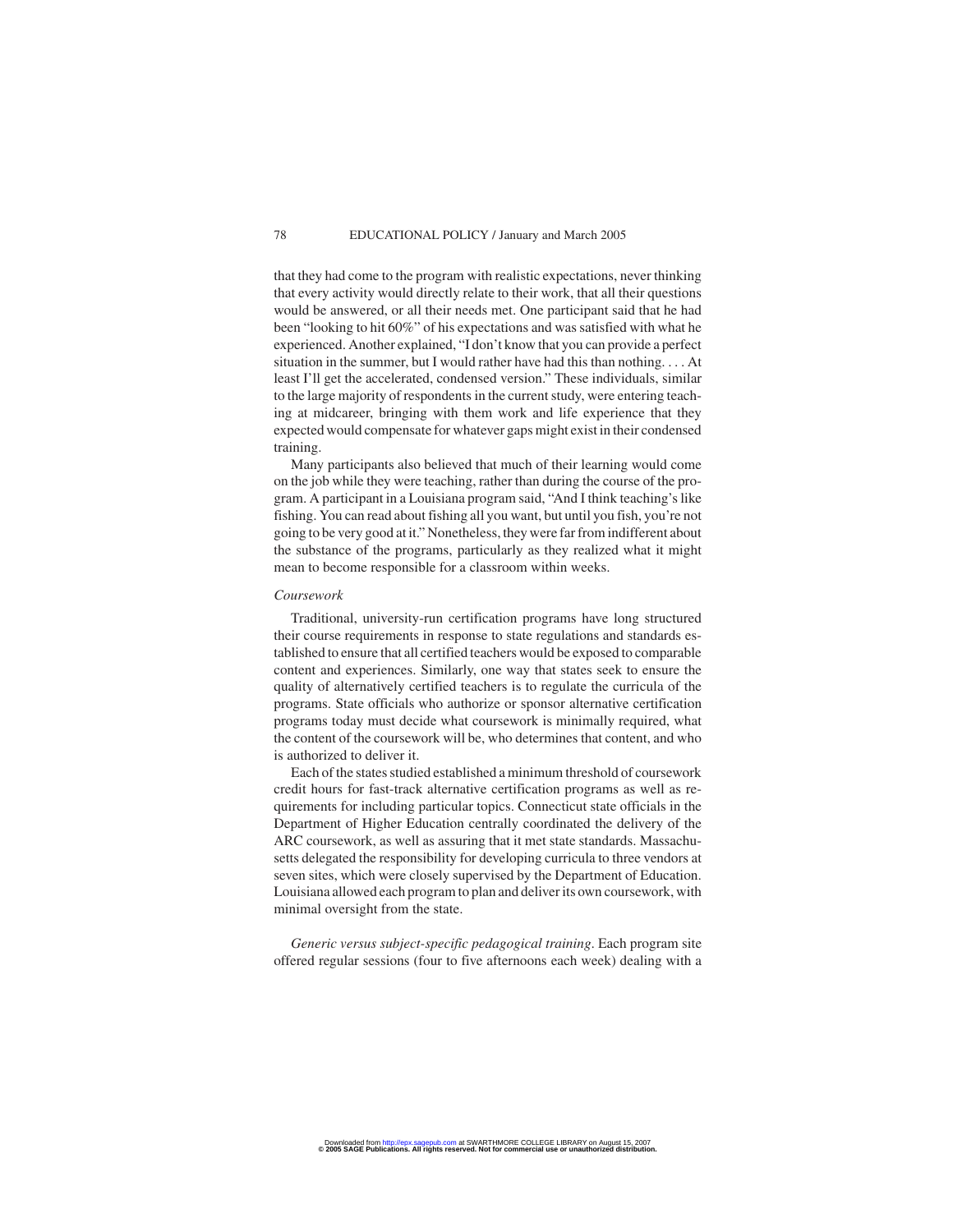that they had come to the program with realistic expectations, never thinking that every activity would directly relate to their work, that all their questions would be answered, or all their needs met. One participant said that he had been "looking to hit 60%" of his expectations and was satisfied with what he experienced. Another explained, "I don't know that you can provide a perfect situation in the summer, but I would rather have had this than nothing. . . . At least I'll get the accelerated, condensed version." These individuals, similar to the large majority of respondents in the current study, were entering teaching at midcareer, bringing with them work and life experience that they expected would compensate for whatever gaps might exist in their condensed training.

Many participants also believed that much of their learning would come on the job while they were teaching, rather than during the course of the program. A participant in a Louisiana program said, "And I think teaching's like fishing. You can read about fishing all you want, but until you fish, you're not going to be very good at it." Nonetheless, they were far from indifferent about the substance of the programs, particularly as they realized what it might mean to become responsible for a classroom within weeks.

*Coursework*

Traditional, university-run certification programs have long structured their course requirements in response to state regulations and standards established to ensure that all certified teachers would be exposed to comparable content and experiences. Similarly, one way that states seek to ensure the quality of alternatively certified teachers is to regulate the curricula of the programs. State officials who authorize or sponsor alternative certification programs today must decide what coursework is minimally required, what the content of the coursework will be, who determines that content, and who is authorized to deliver it.

Each of the states studied established a minimum threshold of coursework credit hours for fast-track alternative certification programs as well as requirements for including particular topics. Connecticut state officials in the Department of Higher Education centrally coordinated the delivery of the ARC coursework, as well as assuring that it met state standards. Massachusetts delegated the responsibility for developing curricula to three vendors at seven sites, which were closely supervised by the Department of Education. Louisiana allowed each program to plan and deliver its own coursework, with minimal oversight from the state.

*Generic versus subject-specific pedagogical training*. Each program site offered regular sessions (four to five afternoons each week) dealing with a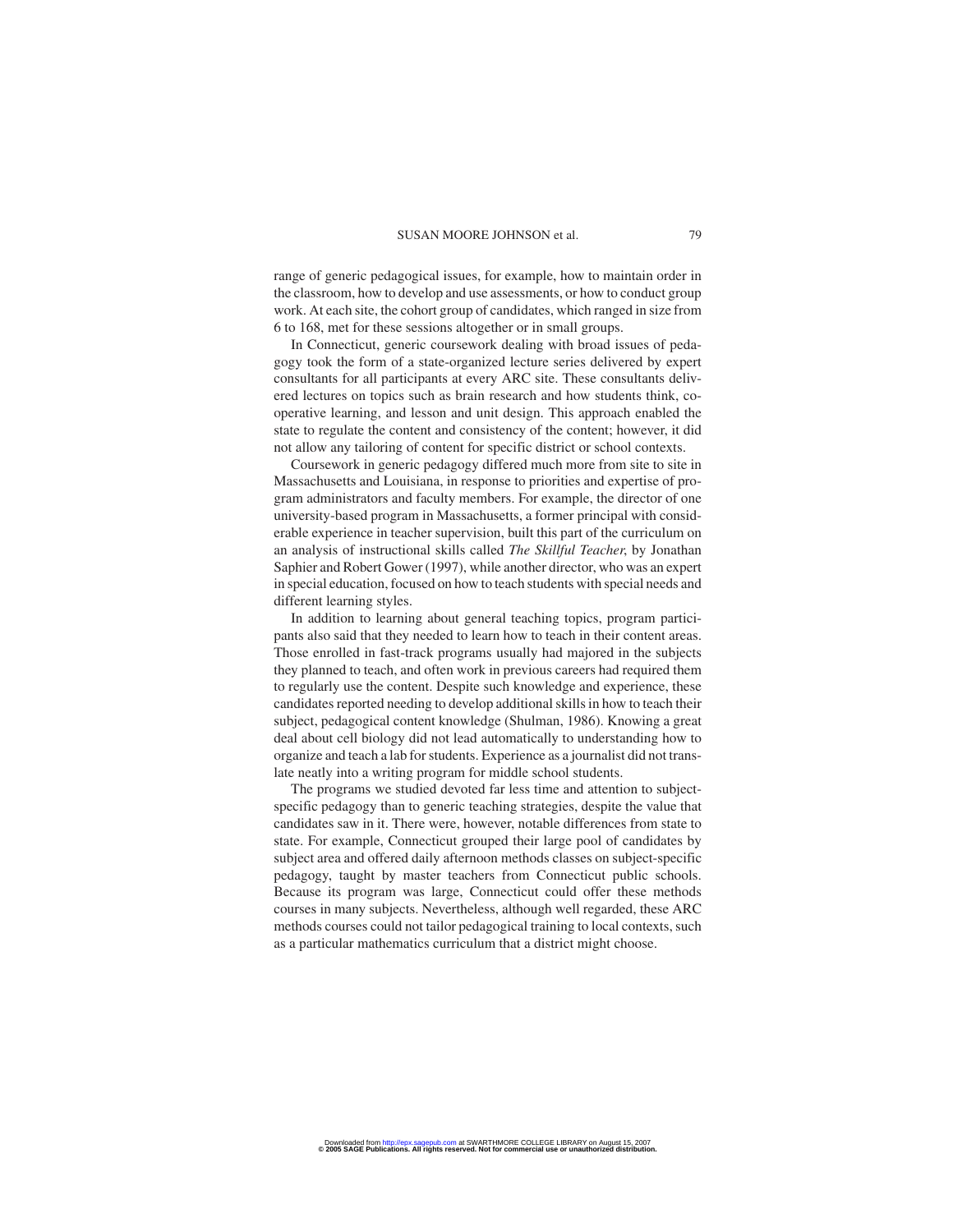range of generic pedagogical issues, for example, how to maintain order in the classroom, how to develop and use assessments, or how to conduct group work. At each site, the cohort group of candidates, which ranged in size from 6 to 168, met for these sessions altogether or in small groups.

In Connecticut, generic coursework dealing with broad issues of pedagogy took the form of a state-organized lecture series delivered by expert consultants for all participants at every ARC site. These consultants delivered lectures on topics such as brain research and how students think, cooperative learning, and lesson and unit design. This approach enabled the state to regulate the content and consistency of the content; however, it did not allow any tailoring of content for specific district or school contexts.

Coursework in generic pedagogy differed much more from site to site in Massachusetts and Louisiana, in response to priorities and expertise of program administrators and faculty members. For example, the director of one university-based program in Massachusetts, a former principal with considerable experience in teacher supervision, built this part of the curriculum on an analysis of instructional skills called *The Skillful Teacher*, by Jonathan Saphier and Robert Gower (1997), while another director, who was an expert in special education, focused on how to teach students with special needs and different learning styles.

In addition to learning about general teaching topics, program participants also said that they needed to learn how to teach in their content areas. Those enrolled in fast-track programs usually had majored in the subjects they planned to teach, and often work in previous careers had required them to regularly use the content. Despite such knowledge and experience, these candidates reported needing to develop additional skills in how to teach their subject, pedagogical content knowledge (Shulman, 1986). Knowing a great deal about cell biology did not lead automatically to understanding how to organize and teach a lab for students. Experience as a journalist did not translate neatly into a writing program for middle school students.

The programs we studied devoted far less time and attention to subject-specific pedagogy than to generic teaching strategies, despite the value that candidates saw in it. There were, however, notable differences from state to state. For example, Connecticut grouped their large pool of candidates by subject area and offered daily afternoon methods classes on subject-specific pedagogy, taught by master teachers from Connecticut public schools. Because its program was large, Connecticut could offer these methods courses in many subjects. Nevertheless, although well regarded, these ARC methods courses could not tailor pedagogical training to local contexts, such as a particular mathematics curriculum that a district might choose.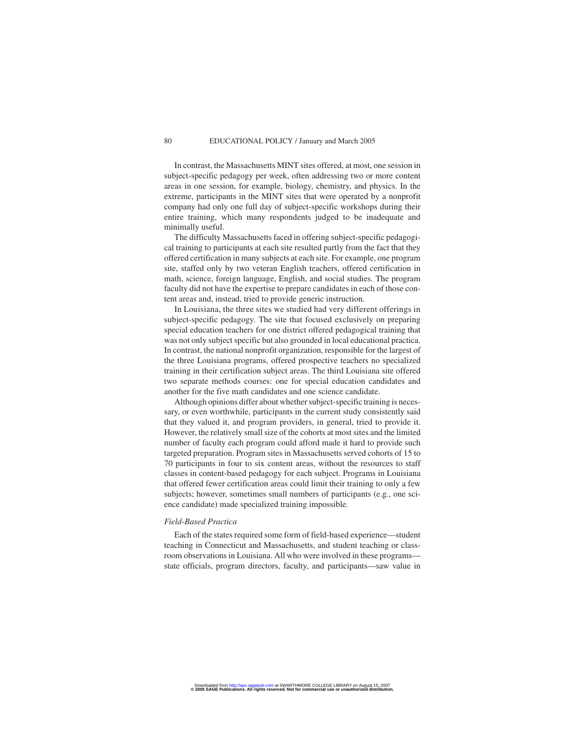In contrast, the Massachusetts MINT sites offered, at most, one session in subject-specific pedagogy per week, often addressing two or more content areas in one session, for example, biology, chemistry, and physics. In the extreme, participants in the MINT sites that were operated by a nonprofit company had only one full day of subject-specific workshops during their entire training, which many respondents judged to be inadequate and minimally useful.

The difficulty Massachusetts faced in offering subject-specific pedagogical training to participants at each site resulted partly from the fact that they offered certification in many subjects at each site. For example, one program site, staffed only by two veteran English teachers, offered certification in math, science, foreign language, English, and social studies. The program faculty did not have the expertise to prepare candidates in each of those content areas and, instead, tried to provide generic instruction.

In Louisiana, the three sites we studied had very different offerings in subject-specific pedagogy. The site that focused exclusively on preparing special education teachers for one district offered pedagogical training that was not only subject specific but also grounded in local educational practica. In contrast, the national nonprofit organization, responsible for the largest of the three Louisiana programs, offered prospective teachers no specialized training in their certification subject areas. The third Louisiana site offered two separate methods courses: one for special education candidates and another for the five math candidates and one science candidate.

Although opinions differ about whether subject-specific training is necessary, or even worthwhile, participants in the current study consistently said that they valued it, and program providers, in general, tried to provide it. However, the relatively small size of the cohorts at most sites and the limited number of faculty each program could afford made it hard to provide such targeted preparation. Program sites in Massachusetts served cohorts of 15 to 70 participants in four to six content areas, without the resources to staff classes in content-based pedagogy for each subject. Programs in Louisiana that offered fewer certification areas could limit their training to only a few subjects; however, sometimes small numbers of participants (e.g., one science candidate) made specialized training impossible.

### *Field-Based Practica*

Each of the states required some form of field-based experience—student teaching in Connecticut and Massachusetts, and student teaching or classroom observations in Louisiana. All who were involved in these programs—state officials, program directors, faculty, and participants—saw value in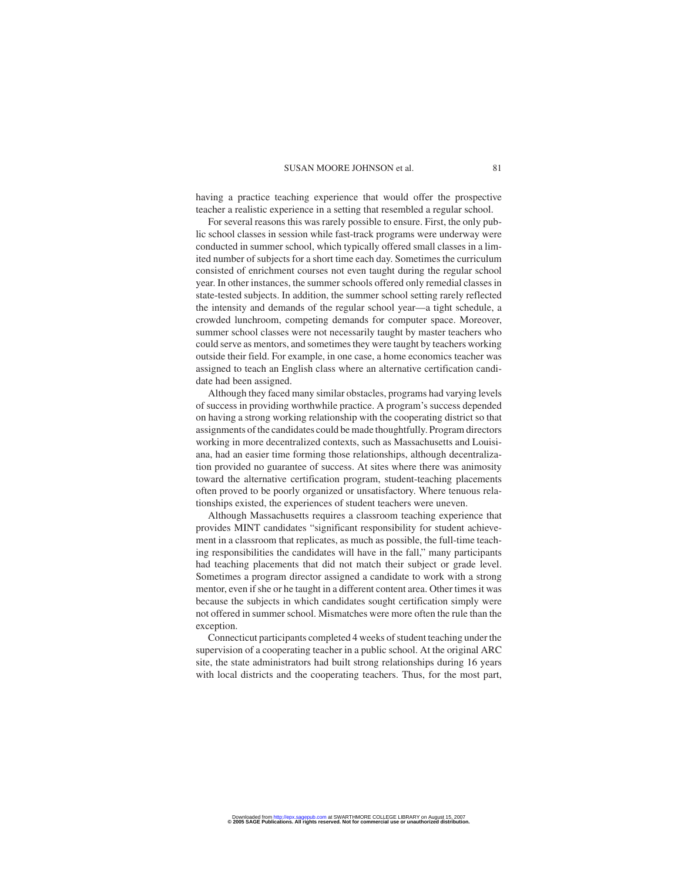having a practice teaching experience that would offer the prospective teacher a realistic experience in a setting that resembled a regular school.

For several reasons this was rarely possible to ensure. First, the only public school classes in session while fast-track programs were underway were conducted in summer school, which typically offered small classes in a limited number of subjects for a short time each day. Sometimes the curriculum consisted of enrichment courses not even taught during the regular school year. In other instances, the summer schools offered only remedial classes in state-tested subjects. In addition, the summer school setting rarely reflected the intensity and demands of the regular school year—a tight schedule, a crowded lunchroom, competing demands for computer space. Moreover, summer school classes were not necessarily taught by master teachers who could serve as mentors, and sometimes they were taught by teachers working outside their field. For example, in one case, a home economics teacher was assigned to teach an English class where an alternative certification candidate had been assigned.

Although they faced many similar obstacles, programs had varying levels of success in providing worthwhile practice. A program's success depended on having a strong working relationship with the cooperating district so that assignments of the candidates could be made thoughtfully. Program directors working in more decentralized contexts, such as Massachusetts and Louisiana, had an easier time forming those relationships, although decentralization provided no guarantee of success. At sites where there was animosity toward the alternative certification program, student-teaching placements often proved to be poorly organized or unsatisfactory. Where tenuous relationships existed, the experiences of student teachers were uneven.

Although Massachusetts requires a classroom teaching experience that provides MINT candidates "significant responsibility for student achievement in a classroom that replicates, as much as possible, the full-time teaching responsibilities the candidates will have in the fall," many participants had teaching placements that did not match their subject or grade level. Sometimes a program director assigned a candidate to work with a strong mentor, even if she or he taught in a different content area. Other times it was because the subjects in which candidates sought certification simply were not offered in summer school. Mismatches were more often the rule than the exception.

Connecticut participants completed 4 weeks of student teaching under the supervision of a cooperating teacher in a public school. At the original ARC site, the state administrators had built strong relationships during 16 years with local districts and the cooperating teachers. Thus, for the most part,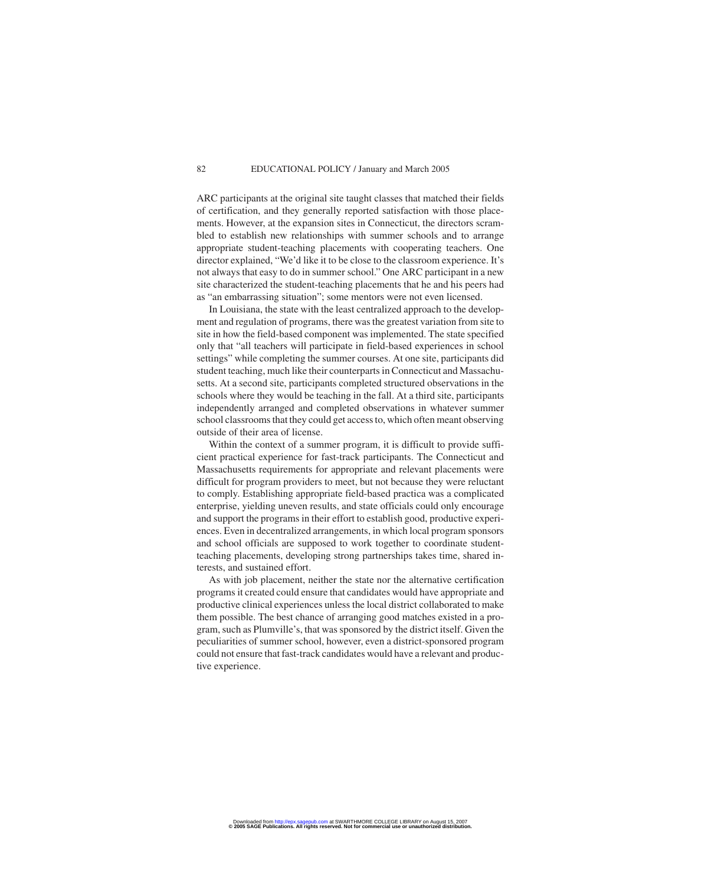ARC participants at the original site taught classes that matched their fields of certification, and they generally reported satisfaction with those placements. However, at the expansion sites in Connecticut, the directors scrambled to establish new relationships with summer schools and to arrange appropriate student-teaching placements with cooperating teachers. One director explained, "We'd like it to be close to the classroom experience. It's not always that easy to do in summer school." One ARC participant in a new site characterized the student-teaching placements that he and his peers had as "an embarrassing situation"; some mentors were not even licensed.

In Louisiana, the state with the least centralized approach to the development and regulation of programs, there was the greatest variation from site to site in how the field-based component was implemented. The state specified only that "all teachers will participate in field-based experiences in school settings" while completing the summer courses. At one site, participants did student teaching, much like their counterparts in Connecticut and Massachusetts. At a second site, participants completed structured observations in the schools where they would be teaching in the fall. At a third site, participants independently arranged and completed observations in whatever summer school classrooms that they could get access to, which often meant observing outside of their area of license.

Within the context of a summer program, it is difficult to provide sufficient practical experience for fast-track participants. The Connecticut and Massachusetts requirements for appropriate and relevant placements were difficult for program providers to meet, but not because they were reluctant to comply. Establishing appropriate field-based practica was a complicated enterprise, yielding uneven results, and state officials could only encourage and support the programs in their effort to establish good, productive experiences. Even in decentralized arrangements, in which local program sponsors and school officials are supposed to work together to coordinate student-teaching placements, developing strong partnerships takes time, shared interests, and sustained effort.

As with job placement, neither the state nor the alternative certification programs it created could ensure that candidates would have appropriate and productive clinical experiences unless the local district collaborated to make them possible. The best chance of arranging good matches existed in a program, such as Plumville's, that was sponsored by the district itself. Given the peculiarities of summer school, however, even a district-sponsored program could not ensure that fast-track candidates would have a relevant and productive experience.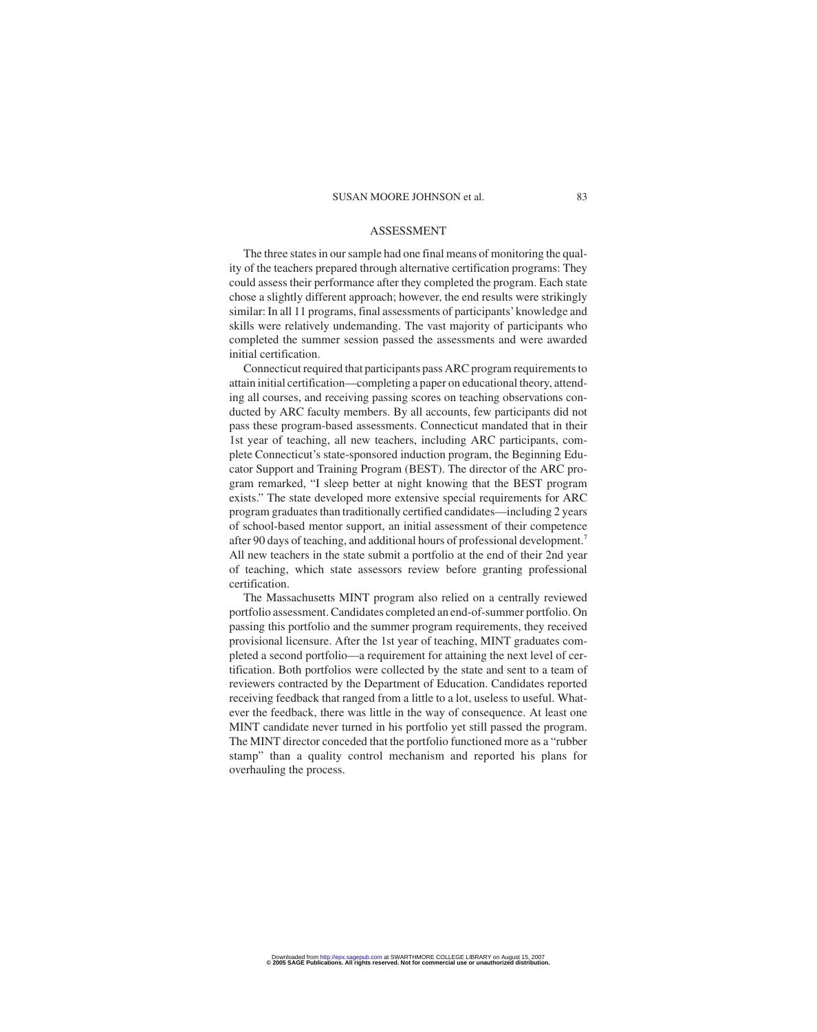## ASSESSMENT

The three states in our sample had one final means of monitoring the quality of the teachers prepared through alternative certification programs: They could assess their performance after they completed the program. Each state chose a slightly different approach; however, the end results were strikingly similar: In all 11 programs, final assessments of participants' knowledge and skills were relatively undemanding. The vast majority of participants who completed the summer session passed the assessments and were awarded initial certification.

Connecticut required that participants pass ARC program requirements to attain initial certification—completing a paper on educational theory, attending all courses, and receiving passing scores on teaching observations conducted by ARC faculty members. By all accounts, few participants did not pass these program-based assessments. Connecticut mandated that in their 1st year of teaching, all new teachers, including ARC participants, complete Connecticut's state-sponsored induction program, the Beginning Educator Support and Training Program (BEST). The director of the ARC program remarked, "I sleep better at night knowing that the BEST program exists." The state developed more extensive special requirements for ARC program graduates than traditionally certified candidates—including 2 years of school-based mentor support, an initial assessment of their competence after 90 days of teaching, and additional hours of professional development.[7] All new teachers in the state submit a portfolio at the end of their 2nd year of teaching, which state assessors review before granting professional certification.

The Massachusetts MINT program also relied on a centrally reviewed portfolio assessment. Candidates completed an end-of-summer portfolio. On passing this portfolio and the summer program requirements, they received provisional licensure. After the 1st year of teaching, MINT graduates completed a second portfolio—a requirement for attaining the next level of certification. Both portfolios were collected by the state and sent to a team of reviewers contracted by the Department of Education. Candidates reported receiving feedback that ranged from a little to a lot, useless to useful. Whatever the feedback, there was little in the way of consequence. At least one MINT candidate never turned in his portfolio yet still passed the program. The MINT director conceded that the portfolio functioned more as a "rubber stamp" than a quality control mechanism and reported his plans for overhauling the process.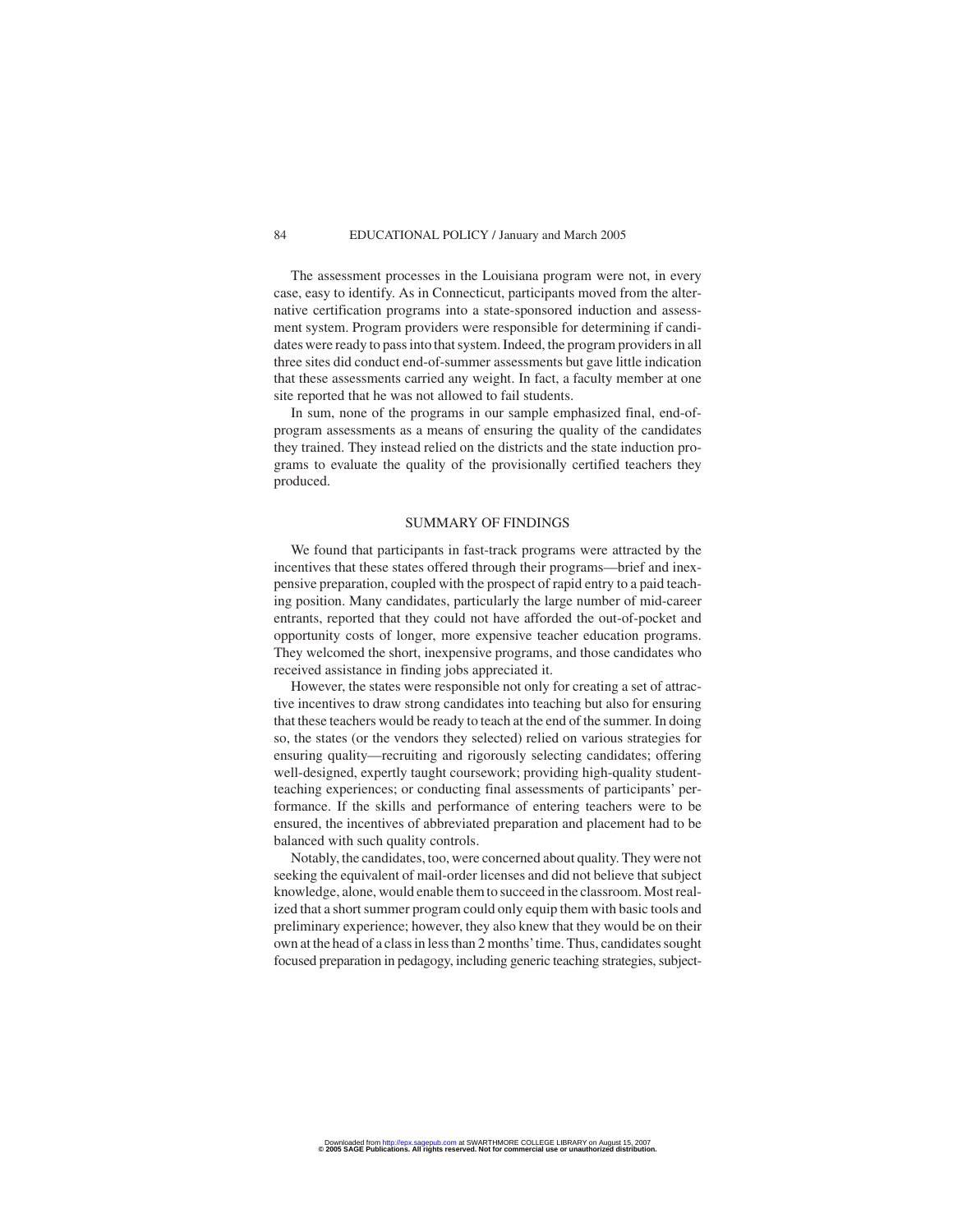The assessment processes in the Louisiana program were not, in every case, easy to identify. As in Connecticut, participants moved from the alternative certification programs into a state-sponsored induction and assessment system. Program providers were responsible for determining if candidates were ready to pass into that system. Indeed, the program providers in all three sites did conduct end-of-summer assessments but gave little indication that these assessments carried any weight. In fact, a faculty member at one site reported that he was not allowed to fail students.

In sum, none of the programs in our sample emphasized final, end-of-program assessments as a means of ensuring the quality of the candidates they trained. They instead relied on the districts and the state induction programs to evaluate the quality of the provisionally certified teachers they produced.

## SUMMARY OF FINDINGS

We found that participants in fast-track programs were attracted by the incentives that these states offered through their programs—brief and inexpensive preparation, coupled with the prospect of rapid entry to a paid teaching position. Many candidates, particularly the large number of mid-career entrants, reported that they could not have afforded the out-of-pocket and opportunity costs of longer, more expensive teacher education programs. They welcomed the short, inexpensive programs, and those candidates who received assistance in finding jobs appreciated it.

However, the states were responsible not only for creating a set of attractive incentives to draw strong candidates into teaching but also for ensuring that these teachers would be ready to teach at the end of the summer. In doing so, the states (or the vendors they selected) relied on various strategies for ensuring quality—recruiting and rigorously selecting candidates; offering well-designed, expertly taught coursework; providing high-quality student-teaching experiences; or conducting final assessments of participants' performance. If the skills and performance of entering teachers were to be ensured, the incentives of abbreviated preparation and placement had to be balanced with such quality controls.

Notably, the candidates, too, were concerned about quality. They were not seeking the equivalent of mail-order licenses and did not believe that subject knowledge, alone, would enable them to succeed in the classroom. Most realized that a short summer program could only equip them with basic tools and preliminary experience; however, they also knew that they would be on their own at the head of a class in less than 2 months' time. Thus, candidates sought focused preparation in pedagogy, including generic teaching strategies, subject-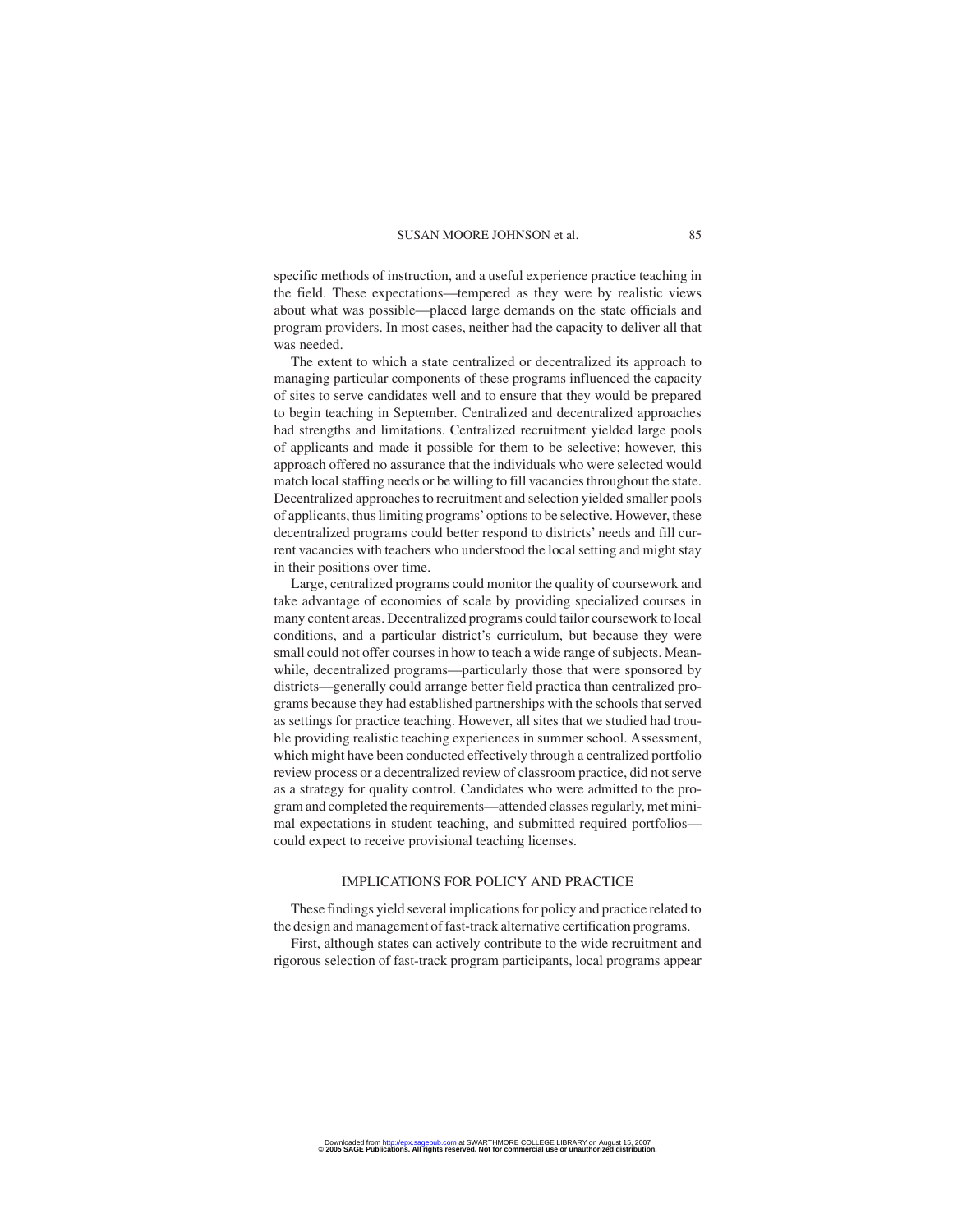specific methods of instruction, and a useful experience practice teaching in the field. These expectations—tempered as they were by realistic views about what was possible—placed large demands on the state officials and program providers. In most cases, neither had the capacity to deliver all that was needed.

The extent to which a state centralized or decentralized its approach to managing particular components of these programs influenced the capacity of sites to serve candidates well and to ensure that they would be prepared to begin teaching in September. Centralized and decentralized approaches had strengths and limitations. Centralized recruitment yielded large pools of applicants and made it possible for them to be selective; however, this approach offered no assurance that the individuals who were selected would match local staffing needs or be willing to fill vacancies throughout the state. Decentralized approaches to recruitment and selection yielded smaller pools of applicants, thus limiting programs' options to be selective. However, these decentralized programs could better respond to districts' needs and fill current vacancies with teachers who understood the local setting and might stay in their positions over time.

Large, centralized programs could monitor the quality of coursework and take advantage of economies of scale by providing specialized courses in many content areas. Decentralized programs could tailor coursework to local conditions, and a particular district's curriculum, but because they were small could not offer courses in how to teach a wide range of subjects. Meanwhile, decentralized programs—particularly those that were sponsored by districts—generally could arrange better field practica than centralized programs because they had established partnerships with the schools that served as settings for practice teaching. However, all sites that we studied had trouble providing realistic teaching experiences in summer school. Assessment, which might have been conducted effectively through a centralized portfolio review process or a decentralized review of classroom practice, did not serve as a strategy for quality control. Candidates who were admitted to the program and completed the requirements—attended classes regularly, met minimal expectations in student teaching, and submitted required portfolios—could expect to receive provisional teaching licenses.

## IMPLICATIONS FOR POLICY AND PRACTICE

These findings yield several implications for policy and practice related to the design and management of fast-track alternative certification programs.

First, although states can actively contribute to the wide recruitment and rigorous selection of fast-track program participants, local programs appear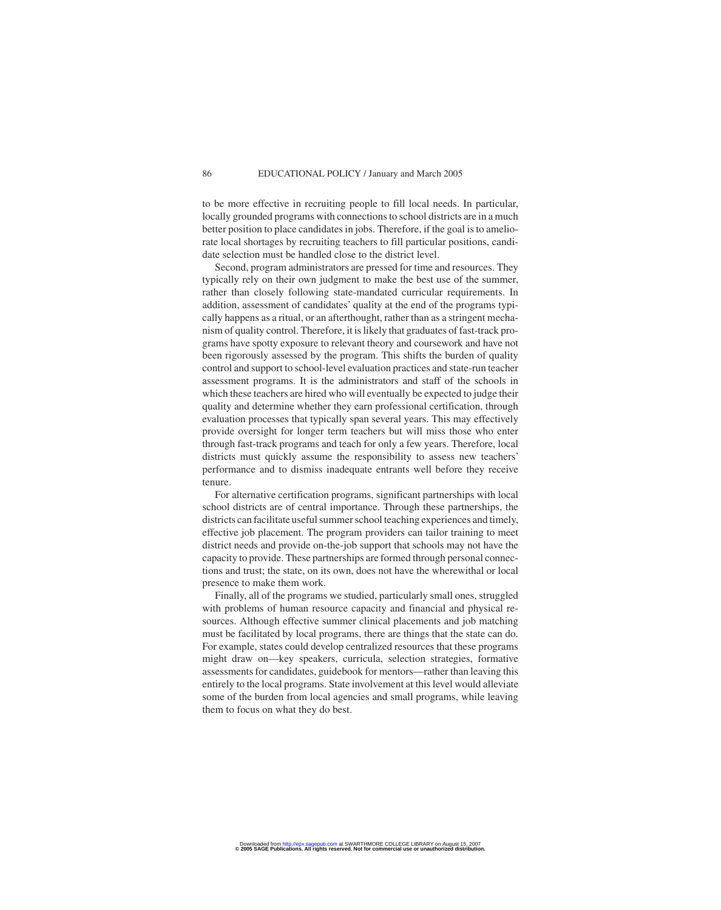to be more effective in recruiting people to fill local needs. In particular, locally grounded programs with connections to school districts are in a much better position to place candidates in jobs. Therefore, if the goal is to ameliorate local shortages by recruiting teachers to fill particular positions, candidate selection must be handled close to the district level.

Second, program administrators are pressed for time and resources. They typically rely on their own judgment to make the best use of the summer, rather than closely following state-mandated curricular requirements. In addition, assessment of candidates' quality at the end of the programs typically happens as a ritual, or an afterthought, rather than as a stringent mechanism of quality control. Therefore, it is likely that graduates of fast-track programs have spotty exposure to relevant theory and coursework and have not been rigorously assessed by the program. This shifts the burden of quality control and support to school-level evaluation practices and state-run teacher assessment programs. It is the administrators and staff of the schools in which these teachers are hired who will eventually be expected to judge their quality and determine whether they earn professional certification, through evaluation processes that typically span several years. This may effectively provide oversight for longer term teachers but will miss those who enter through fast-track programs and teach for only a few years. Therefore, local districts must quickly assume the responsibility to assess new teachers' performance and to dismiss inadequate entrants well before they receive tenure.

For alternative certification programs, significant partnerships with local school districts are of central importance. Through these partnerships, the districts can facilitate useful summer school teaching experiences and timely, effective job placement. The program providers can tailor training to meet district needs and provide on-the-job support that schools may not have the capacity to provide. These partnerships are formed through personal connections and trust; the state, on its own, does not have the wherewithal or local presence to make them work.

Finally, all of the programs we studied, particularly small ones, struggled with problems of human resource capacity and financial and physical resources. Although effective summer clinical placements and job matching must be facilitated by local programs, there are things that the state can do. For example, states could develop centralized resources that these programs might draw on—key speakers, curricula, selection strategies, formative assessments for candidates, guidebook for mentors—rather than leaving this entirely to the local programs. State involvement at this level would alleviate some of the burden from local agencies and small programs, while leaving them to focus on what they do best.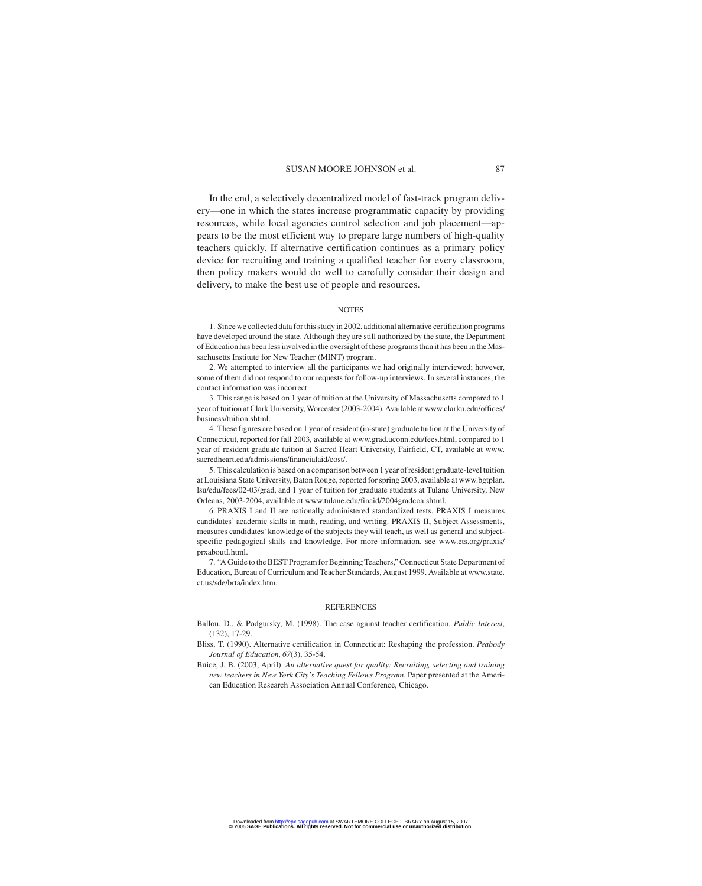In the end, a selectively decentralized model of fast-track program delivery—one in which the states increase programmatic capacity by providing resources, while local agencies control selection and job placement—appears to be the most efficient way to prepare large numbers of high-quality teachers quickly. If alternative certification continues as a primary policy device for recruiting and training a qualified teacher for every classroom, then policy makers would do well to carefully consider their design and delivery, to make the best use of people and resources.

## NOTES

1. Since we collected data for this study in 2002, additional alternative certification programs have developed around the state. Although they are still authorized by the state, the Department of Education has been less involved in the oversight of these programs than it has been in the Massachusetts Institute for New Teacher (MINT) program.

2. We attempted to interview all the participants we had originally interviewed; however, some of them did not respond to our requests for follow-up interviews. In several instances, the contact information was incorrect.

3. This range is based on 1 year of tuition at the University of Massachusetts compared to 1 year of tuition at Clark University, Worcester (2003-2004). Available at www.clarku.edu/offices/business/tuition.shtml.

4. These figures are based on 1 year of resident (in-state) graduate tuition at the University of Connecticut, reported for fall 2003, available at www.grad.uconn.edu/fees.html, compared to 1 year of resident graduate tuition at Sacred Heart University, Fairfield, CT, available at www.sacredheart.edu/admissions/financialaid/cost/.

5. This calculation is based on a comparison between 1 year of resident graduate-level tuition at Louisiana State University, Baton Rouge, reported for spring 2003, available at www.bgtplan.lsu/edu/fees/02-03/grad, and 1 year of tuition for graduate students at Tulane University, New Orleans, 2003-2004, available at www.tulane.edu/finaid/2004gradcoa.shtml.

6. PRAXIS I and II are nationally administered standardized tests. PRAXIS I measures candidates' academic skills in math, reading, and writing. PRAXIS II, Subject Assessments, measures candidates' knowledge of the subjects they will teach, as well as general and subject-specific pedagogical skills and knowledge. For more information, see www.ets.org/praxis/prxaboutI.html.

7. "A Guide to the BEST Program for Beginning Teachers," Connecticut State Department of Education, Bureau of Curriculum and Teacher Standards, August 1999. Available at www.state.ct.us/sde/brta/index.htm.

## REFERENCES

Ballou, D., & Podgursky, M. (1998). The case against teacher certification. *Public Interest*, (132), 17-29.

Bliss, T. (1990). Alternative certification in Connecticut: Reshaping the profession. *Peabody Journal of Education*, *67*(3), 35-54.

Buice, J. B. (2003, April). *An alternative quest for quality: Recruiting, selecting and training new teachers in New York City's Teaching Fellows Program*. Paper presented at the American Education Research Association Annual Conference, Chicago.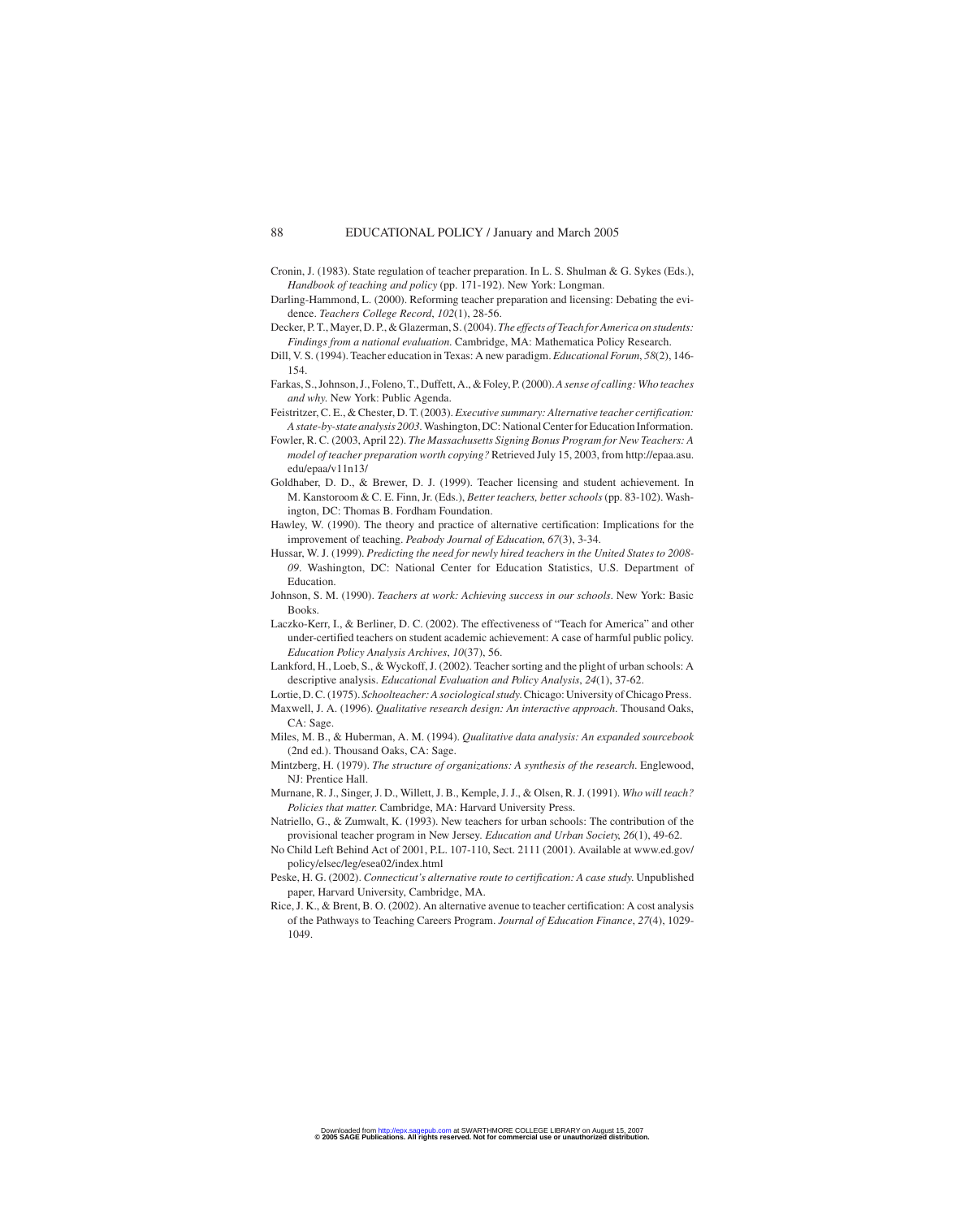Cronin, J. (1983). State regulation of teacher preparation. In L. S. Shulman & G. Sykes (Eds.), *Handbook of teaching and policy* (pp. 171-192). New York: Longman.

Darling-Hammond, L. (2000). Reforming teacher preparation and licensing: Debating the evidence. *Teachers College Record*, *102*(1), 28-56.

Decker, P. T., Mayer, D. P., & Glazerman, S. (2004). *The effects of Teach for America on students: Findings from a national evaluation.* Cambridge, MA: Mathematica Policy Research.

Dill, V. S. (1994). Teacher education in Texas: A new paradigm. *Educational Forum*, *58*(2), 146-154.

Farkas, S., Johnson, J., Foleno, T., Duffett, A., & Foley, P. (2000). *A sense of calling: Who teaches and why.* New York: Public Agenda.

Feistritzer, C. E., & Chester, D. T. (2003). *Executive summary: Alternative teacher certification: A state-by-state analysis 2003.* Washington, DC: National Center for Education Information.

Fowler, R. C. (2003, April 22). *The Massachusetts Signing Bonus Program for New Teachers: A model of teacher preparation worth copying?* Retrieved July 15, 2003, from http://epaa.asu.edu/epaa/v11n13/

Goldhaber, D. D., & Brewer, D. J. (1999). Teacher licensing and student achievement. In M. Kanstoroom & C. E. Finn, Jr. (Eds.), *Better teachers, better schools* (pp. 83-102). Washington, DC: Thomas B. Fordham Foundation.

Hawley, W. (1990). The theory and practice of alternative certification: Implications for the improvement of teaching. *Peabody Journal of Education*, *67*(3), 3-34.

Hussar, W. J. (1999). *Predicting the need for newly hired teachers in the United States to 2008-09*. Washington, DC: National Center for Education Statistics, U.S. Department of Education.

Johnson, S. M. (1990). *Teachers at work: Achieving success in our schools*. New York: Basic Books.

Laczko-Kerr, I., & Berliner, D. C. (2002). The effectiveness of "Teach for America" and other under-certified teachers on student academic achievement: A case of harmful public policy. *Education Policy Analysis Archives*, *10*(37), 56.

Lankford, H., Loeb, S., & Wyckoff, J. (2002). Teacher sorting and the plight of urban schools: A descriptive analysis. *Educational Evaluation and Policy Analysis*, *24*(1), 37-62.

Lortie, D. C. (1975). *Schoolteacher: A sociological study.* Chicago: University of Chicago Press.

Maxwell, J. A. (1996). *Qualitative research design: An interactive approach.* Thousand Oaks, CA: Sage.

Miles, M. B., & Huberman, A. M. (1994). *Qualitative data analysis: An expanded sourcebook* (2nd ed.). Thousand Oaks, CA: Sage.

Mintzberg, H. (1979). *The structure of organizations: A synthesis of the research*. Englewood, NJ: Prentice Hall.

Murnane, R. J., Singer, J. D., Willett, J. B., Kemple, J. J., & Olsen, R. J. (1991). *Who will teach? Policies that matter.* Cambridge, MA: Harvard University Press.

Natriello, G., & Zumwalt, K. (1993). New teachers for urban schools: The contribution of the provisional teacher program in New Jersey. *Education and Urban Society*, *26*(1), 49-62.

No Child Left Behind Act of 2001, P.L. 107-110, Sect. 2111 (2001). Available at www.ed.gov/policy/elsec/leg/esea02/index.html

Peske, H. G. (2002). *Connecticut's alternative route to certification: A case study.* Unpublished paper, Harvard University, Cambridge, MA.

Rice, J. K., & Brent, B. O. (2002). An alternative avenue to teacher certification: A cost analysis of the Pathways to Teaching Careers Program. *Journal of Education Finance*, *27*(4), 1029-1049.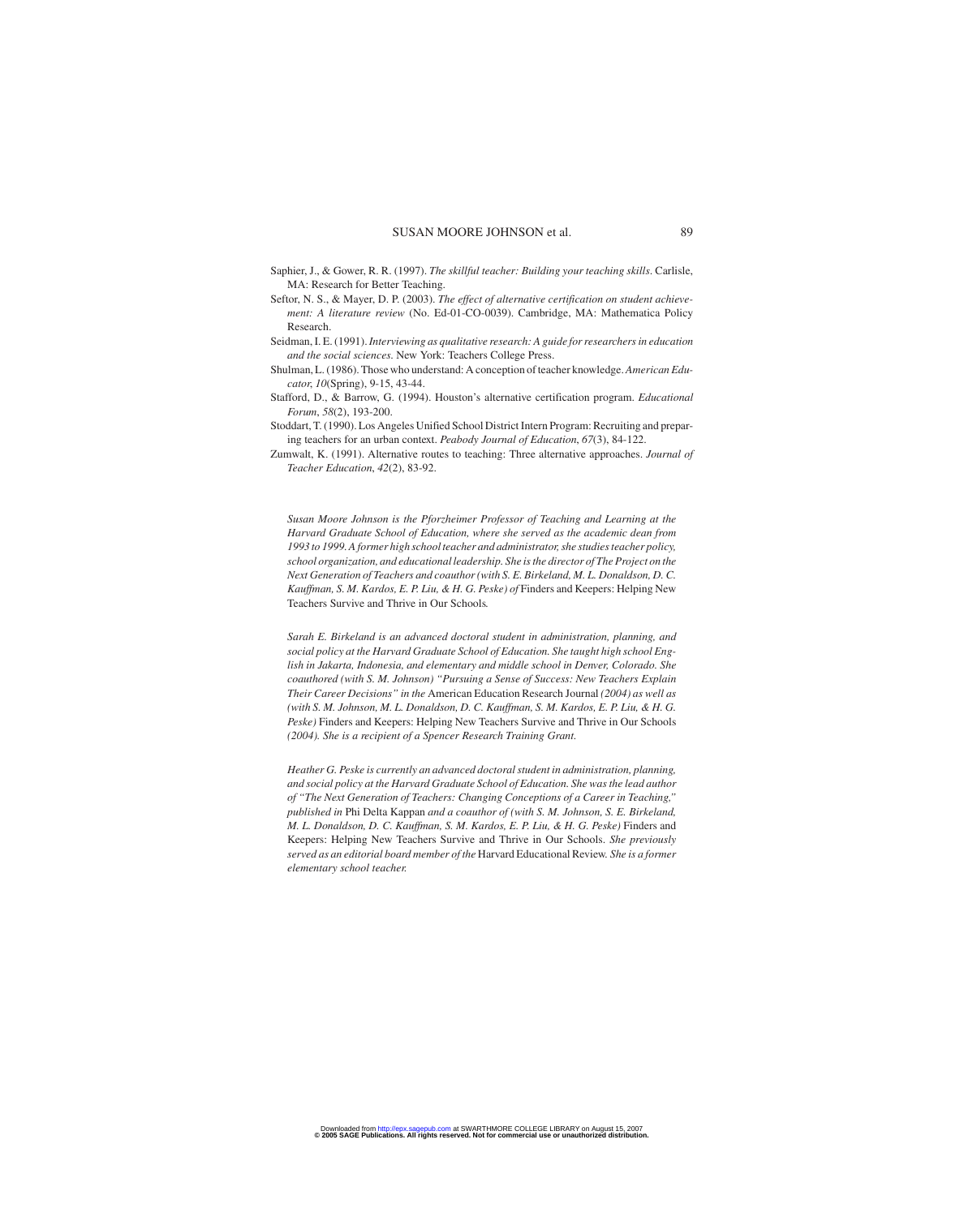Saphier, J., & Gower, R. R. (1997). *The skillful teacher: Building your teaching skills*. Carlisle, MA: Research for Better Teaching.

Seftor, N. S., & Mayer, D. P. (2003). *The effect of alternative certification on student achievement: A literature review* (No. Ed-01-CO-0039). Cambridge, MA: Mathematica Policy Research.

Seidman, I. E. (1991). *Interviewing as qualitative research: A guide for researchers in education and the social sciences*. New York: Teachers College Press.

Shulman, L. (1986). Those who understand: A conception of teacher knowledge. *American Educator, 10*(Spring), 9-15, 43-44.

Stafford, D., & Barrow, G. (1994). Houston's alternative certification program. *Educational Forum*, *58*(2), 193-200.

Stoddart, T. (1990). Los Angeles Unified School District Intern Program: Recruiting and preparing teachers for an urban context. *Peabody Journal of Education*, *67*(3), 84-122.

Zumwalt, K. (1991). Alternative routes to teaching: Three alternative approaches. *Journal of Teacher Education*, *42*(2), 83-92.

*Susan Moore Johnson is the Pforzheimer Professor of Teaching and Learning at the Harvard Graduate School of Education, where she served as the academic dean from 1993 to 1999. A former high school teacher and administrator, she studies teacher policy, school organization, and educational leadership. She is the director of The Project on the Next Generation of Teachers and coauthor (with S. E. Birkeland, M. L. Donaldson, D. C. Kauffman, S. M. Kardos, E. P. Liu, & H. G. Peske) of* Finders and Keepers: Helping New Teachers Survive and Thrive in Our Schools*.*

*Sarah E. Birkeland is an advanced doctoral student in administration, planning, and social policy at the Harvard Graduate School of Education. She taught high school English in Jakarta, Indonesia, and elementary and middle school in Denver, Colorado. She coauthored (with S. M. Johnson) "Pursuing a Sense of Success: New Teachers Explain Their Career Decisions" in the* American Education Research Journal *(2004) as well as (with S. M. Johnson, M. L. Donaldson, D. C. Kauffman, S. M. Kardos, E. P. Liu, & H. G. Peske)* Finders and Keepers: Helping New Teachers Survive and Thrive in Our Schools *(2004). She is a recipient of a Spencer Research Training Grant.*

*Heather G. Peske is currently an advanced doctoral student in administration, planning, and social policy at the Harvard Graduate School of Education. She was the lead author of "The Next Generation of Teachers: Changing Conceptions of a Career in Teaching," published in* Phi Delta Kappan *and a coauthor of (with S. M. Johnson, S. E. Birkeland, M. L. Donaldson, D. C. Kauffman, S. M. Kardos, E. P. Liu, & H. G. Peske)* Finders and Keepers: Helping New Teachers Survive and Thrive in Our Schools*. She previously served as an editorial board member of the* Harvard Educational Review*. She is a former elementary school teacher.*